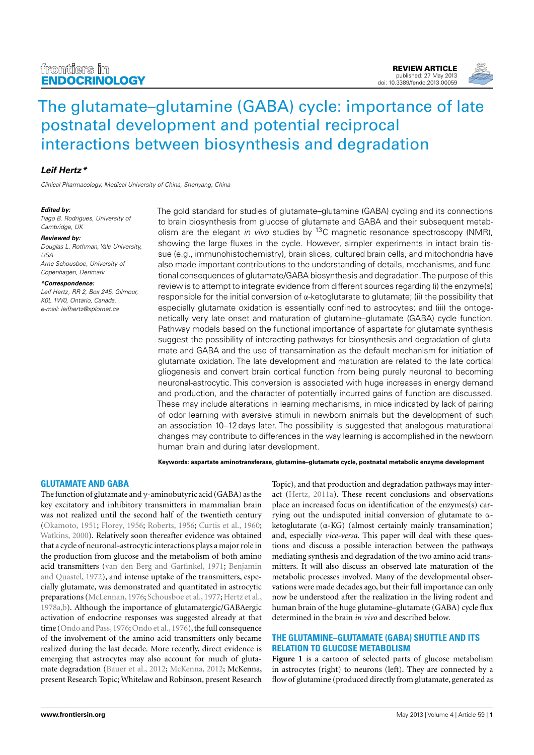REVIEW ARTICLE
published: 27 May 2013
doi: 10.3389/fendo.2013.00059

# The glutamate–glutamine (GABA) cycle: importance of late postnatal development and potential reciprocal interactions between biosynthesis and degradation

***Leif Hertz****

*Clinical Pharmacology, Medical University of China, Shenyang, China*

***Edited by:***
*Tiago B. Rodrigues, University of Cambridge, UK*

***Reviewed by:***
*Douglas L. Rothman, Yale University, USA*
*Arne Schousboe, University of Copenhagen, Denmark*

****Correspondence:***
*Leif Hertz, RR 2, Box 245, Gilmour, K0L 1W0, Ontario, Canada.*
*e-mail: leifhertz@xplornet.ca*

The gold standard for studies of glutamate–glutamine (GABA) cycling and its connections to brain biosynthesis from glucose of glutamate and GABA and their subsequent metabolism are the elegant *in vivo* studies by $^{13}C$ magnetic resonance spectroscopy (NMR), showing the large fluxes in the cycle. However, simpler experiments in intact brain tissue (e.g., immunohistochemistry), brain slices, cultured brain cells, and mitochondria have also made important contributions to the understanding of details, mechanisms, and functional consequences of glutamate/GABA biosynthesis and degradation. The purpose of this review is to attempt to integrate evidence from different sources regarding (i) the enzyme(s) responsible for the initial conversion of α-ketoglutarate to glutamate; (ii) the possibility that especially glutamate oxidation is essentially confined to astrocytes; and (iii) the ontogenetically very late onset and maturation of glutamine–glutamate (GABA) cycle function. Pathway models based on the functional importance of aspartate for glutamate synthesis suggest the possibility of interacting pathways for biosynthesis and degradation of glutamate and GABA and the use of transamination as the default mechanism for initiation of glutamate oxidation. The late development and maturation are related to the late cortical gliogenesis and convert brain cortical function from being purely neuronal to becoming neuronal-astrocytic. This conversion is associated with huge increases in energy demand and production, and the character of potentially incurred gains of function are discussed. These may include alterations in learning mechanisms, in mice indicated by lack of pairing of odor learning with aversive stimuli in newborn animals but the development of such an association 10–12 days later. The possibility is suggested that analogous maturational changes may contribute to differences in the way learning is accomplished in the newborn human brain and during later development.

**Keywords: aspartate aminotransferase, glutamine–glutamate cycle, postnatal metabolic enzyme development**

## GLUTAMATE AND GABA

The function of glutamate and γ-aminobutyric acid (GABA) as the key excitatory and inhibitory transmitters in mammalian brain was not realized until the second half of the twentieth century (Okamoto, 1951; Florey, 1956; Roberts, 1956; Curtis et al., 1960; Watkins, 2000). Relatively soon thereafter evidence was obtained that a cycle of neuronal-astrocytic interactions plays a major role in the production from glucose and the metabolism of both amino acid transmitters (van den Berg and Garfinkel, 1971; Benjamin and Quastel, 1972), and intense uptake of the transmitters, especially glutamate, was demonstrated and quantitated in astrocytic preparations (McLennan, 1976; Schousboe et al., 1977; Hertz et al., 1978a,b). Although the importance of glutamatergic/GABAergic activation of endocrine responses was suggested already at that time (Ondo and Pass, 1976; Ondo et al., 1976), the full consequence of the involvement of the amino acid transmitters only became realized during the last decade. More recently, direct evidence is emerging that astrocytes may also account for much of glutamate degradation (Bauer et al., 2012; McKenna, 2012; McKenna, present Research Topic; Whitelaw and Robinson, present Research Topic), and that production and degradation pathways may interact (Hertz, 2011a). These recent conclusions and observations place an increased focus on identification of the enzymes(s) carrying out the undisputed initial conversion of glutamate to α-ketoglutarate (α-KG) (almost certainly mainly transamination) and, especially *vice-versa*. This paper will deal with these questions and discuss a possible interaction between the pathways mediating synthesis and degradation of the two amino acid transmitters. It will also discuss an observed late maturation of the metabolic processes involved. Many of the developmental observations were made decades ago, but their full importance can only now be understood after the realization in the living rodent and human brain of the huge glutamine–glutamate (GABA) cycle flux determined in the brain *in vivo* and described below.

## THE GLUTAMINE–GLUTAMATE (GABA) SHUTTLE AND ITS RELATION TO GLUCOSE METABOLISM

**Figure 1** is a cartoon of selected parts of glucose metabolism in astrocytes (right) to neurons (left). They are connected by a flow of glutamine (produced directly from glutamate, generated as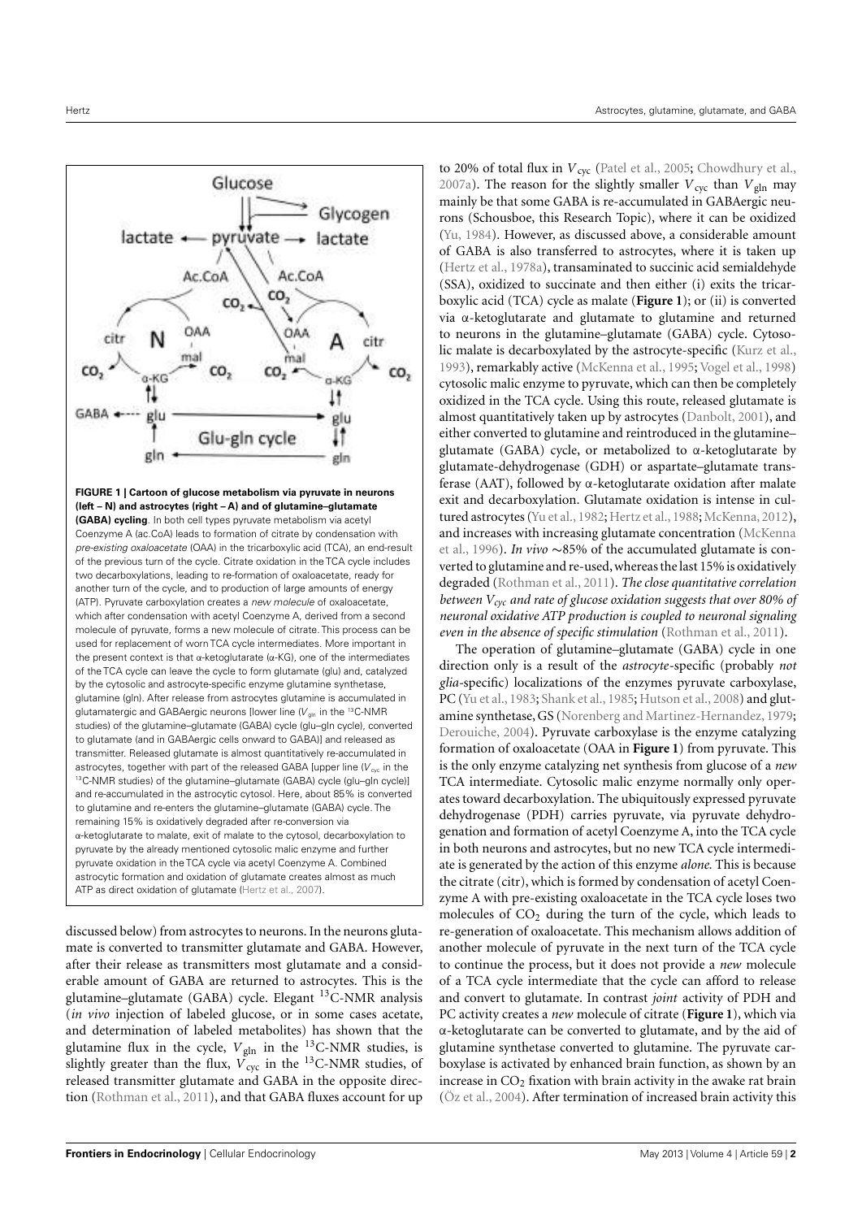**FIGURE 1 | Cartoon of glucose metabolism via pyruvate in neurons (left – N) and astrocytes (right – A) and of glutamine–glutamate (GABA) cycling**. In both cell types pyruvate metabolism via acetyl Coenzyme A (ac.CoA) leads to formation of citrate by condensation with *pre-existing oxaloacetate* (OAA) in the tricarboxylic acid (TCA), an end-result of the previous turn of the cycle. Citrate oxidation in the TCA cycle includes two decarboxylations, leading to re-formation of oxaloacetate, ready for another turn of the cycle, and to production of large amounts of energy (ATP). Pyruvate carboxylation creates a *new molecule* of oxaloacetate, which after condensation with acetyl Coenzyme A, derived from a second molecule of pyruvate, forms a new molecule of citrate. This process can be used for replacement of worn TCA cycle intermediates. More important in the present context is that α-ketoglutarate (α-KG), one of the intermediates of the TCA cycle can leave the cycle to form glutamate (glu) and, catalyzed by the cytosolic and astrocyte-specific enzyme glutamine synthetase, glutamine (gln). After release from astrocytes glutamine is accumulated in glutamatergic and GABAergic neurons [lower line ($V_{gln}$ in the [13]C-NMR studies) of the glutamine–glutamate (GABA) cycle (glu–gln cycle), converted to glutamate (and in GABAergic cells onward to GABA)] and released as transmitter. Released glutamate is almost quantitatively re-accumulated in astrocytes, together with part of the released GABA [upper line ($V_{cyc}$ in the [13]C-NMR studies) of the glutamine–glutamate (GABA) cycle (glu–gln cycle)] and re-accumulated in the astrocytic cytosol. Here, about 85% is converted to glutamine and re-enters the glutamine–glutamate (GABA) cycle. The remaining 15% is oxidatively degraded after re-conversion via α-ketoglutarate to malate, exit of malate to the cytosol, decarboxylation to pyruvate by the already mentioned cytosolic malic enzyme and further pyruvate oxidation in the TCA cycle via acetyl Coenzyme A. Combined astrocytic formation and oxidation of glutamate creates almost as much ATP as direct oxidation of glutamate (Hertz et al., 2007).

discussed below) from astrocytes to neurons. In the neurons glutamate is converted to transmitter glutamate and GABA. However, after their release as transmitters most glutamate and a considerable amount of GABA are returned to astrocytes. This is the glutamine–glutamate (GABA) cycle. Elegant [13]C-NMR analysis (*in vivo* injection of labeled glucose, or in some cases acetate, and determination of labeled metabolites) has shown that the glutamine flux in the cycle, $V_{gln}$ in the [13]C-NMR studies, is slightly greater than the flux, $V_{cyc}$ in the [13]C-NMR studies, of released transmitter glutamate and GABA in the opposite direction (Rothman et al., 2011), and that GABA fluxes account for up to 20% of total flux in $V_{cyc}$ (Patel et al., 2005; Chowdhury et al., 2007a). The reason for the slightly smaller $V_{cyc}$ than $V_{gln}$ may mainly be that some GABA is re-accumulated in GABAergic neurons (Schousboe, this Research Topic), where it can be oxidized (Yu, 1984). However, as discussed above, a considerable amount of GABA is also transferred to astrocytes, where it is taken up (Hertz et al., 1978a), transaminated to succinic acid semialdehyde (SSA), oxidized to succinate and then either (i) exits the tricarboxylic acid (TCA) cycle as malate (**Figure 1**); or (ii) is converted via α-ketoglutarate and glutamate to glutamine and returned to neurons in the glutamine–glutamate (GABA) cycle. Cytosolic malate is decarboxylated by the astrocyte-specific (Kurz et al., 1993), remarkably active (McKenna et al., 1995; Vogel et al., 1998) cytosolic malic enzyme to pyruvate, which can then be completely oxidized in the TCA cycle. Using this route, released glutamate is almost quantitatively taken up by astrocytes (Danbolt, 2001), and either converted to glutamine and reintroduced in the glutamine–glutamate (GABA) cycle, or metabolized to α-ketoglutarate by glutamate-dehydrogenase (GDH) or aspartate–glutamate transferase (AAT), followed by α-ketoglutarate oxidation after malate exit and decarboxylation. Glutamate oxidation is intense in cultured astrocytes (Yu et al., 1982; Hertz et al., 1988; McKenna, 2012), and increases with increasing glutamate concentration (McKenna et al., 1996). *In vivo* ∼85% of the accumulated glutamate is converted to glutamine and re-used, whereas the last 15% is oxidatively degraded (Rothman et al., 2011). ***The close quantitative correlation between $V_{cyc}$ and rate of glucose oxidation suggests that over 80% of neuronal oxidative ATP production is coupled to neuronal signaling even in the absence of specific stimulation*** (Rothman et al., 2011).

The operation of glutamine–glutamate (GABA) cycle in one direction only is a result of the *astrocyte*-specific (probably *not glia*-specific) localizations of the enzymes pyruvate carboxylase, PC (Yu et al., 1983; Shank et al., 1985; Hutson et al., 2008) and glutamine synthetase, GS (Norenberg and Martinez-Hernandez, 1979; Derouiche, 2004). Pyruvate carboxylase is the enzyme catalyzing formation of oxaloacetate (OAA in **Figure 1**) from pyruvate. This is the only enzyme catalyzing net synthesis from glucose of a *new* TCA intermediate. Cytosolic malic enzyme normally only operates toward decarboxylation. The ubiquitously expressed pyruvate dehydrogenase (PDH) carries pyruvate, via pyruvate dehydrogenation and formation of acetyl Coenzyme A, into the TCA cycle in both neurons and astrocytes, but no new TCA cycle intermediate is generated by the action of this enzyme *alone*. This is because the citrate (citr), which is formed by condensation of acetyl Coenzyme A with pre-existing oxaloacetate in the TCA cycle loses two molecules of $CO_2$ during the turn of the cycle, which leads to re-generation of oxaloacetate. This mechanism allows addition of another molecule of pyruvate in the next turn of the TCA cycle to continue the process, but it does not provide a *new* molecule of a TCA cycle intermediate that the cycle can afford to release and convert to glutamate. In contrast *joint* activity of PDH and PC activity creates a *new* molecule of citrate (**Figure 1**), which via α-ketoglutarate can be converted to glutamate, and by the aid of glutamine synthetase converted to glutamine. The pyruvate carboxylase is activated by enhanced brain function, as shown by an increase in $CO_2$ fixation with brain activity in the awake rat brain (Öz et al., 2004). After termination of increased brain activity this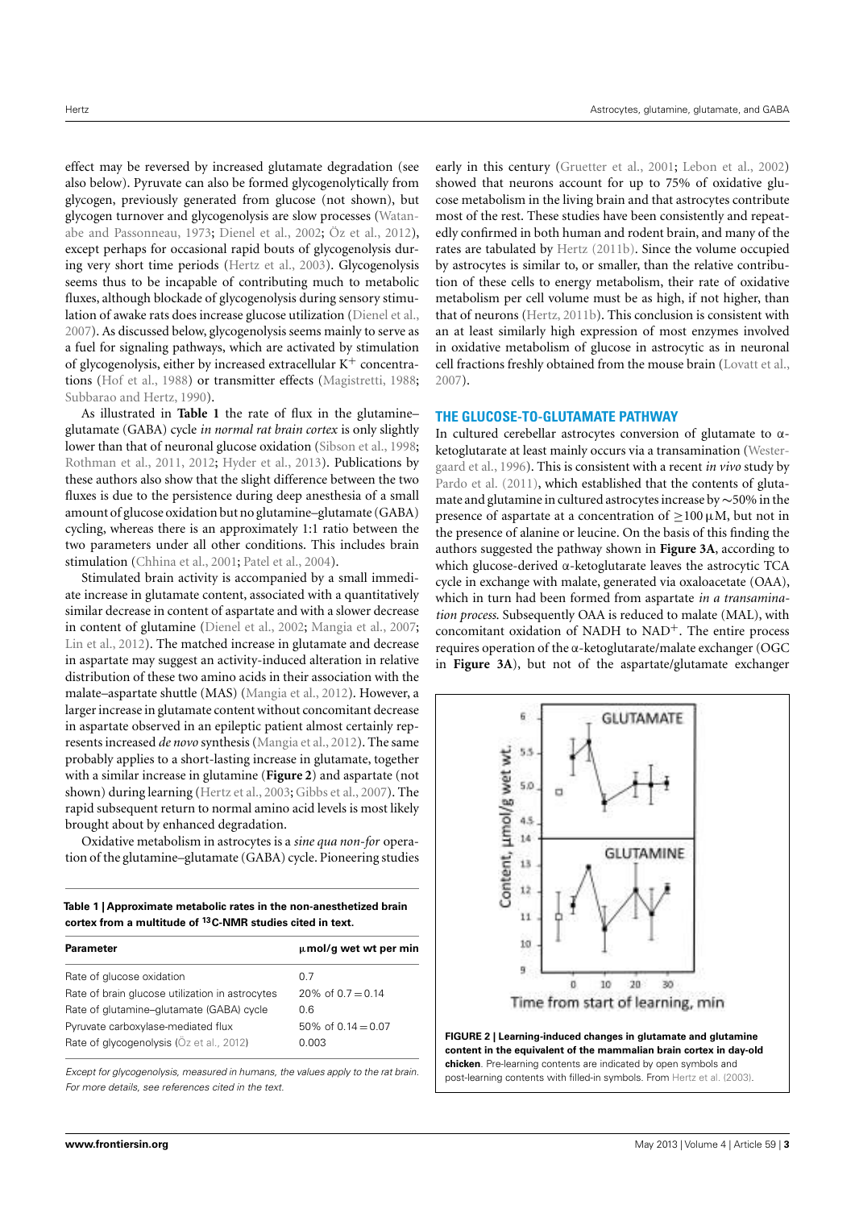effect may be reversed by increased glutamate degradation (see also below). Pyruvate can also be formed glycogenolytically from glycogen, previously generated from glucose (not shown), but glycogen turnover and glycogenolysis are slow processes (Watanabe and Passonneau, 1973; Dienel et al., 2002; Öz et al., 2012), except perhaps for occasional rapid bouts of glycogenolysis during very short time periods (Hertz et al., 2003). Glycogenolysis seems thus to be incapable of contributing much to metabolic fluxes, although blockade of glycogenolysis during sensory stimulation of awake rats does increase glucose utilization (Dienel et al., 2007). As discussed below, glycogenolysis seems mainly to serve as a fuel for signaling pathways, which are activated by stimulation of glycogenolysis, either by increased extracellular $K^+$ concentrations (Hof et al., 1988) or transmitter effects (Magistretti, 1988; Subbarao and Hertz, 1990).

As illustrated in **Table 1** the rate of flux in the glutamine–glutamate (GABA) cycle *in normal rat brain cortex* is only slightly lower than that of neuronal glucose oxidation (Sibson et al., 1998; Rothman et al., 2011, 2012; Hyder et al., 2013). Publications by these authors also show that the slight difference between the two fluxes is due to the persistence during deep anesthesia of a small amount of glucose oxidation but no glutamine–glutamate (GABA) cycling, whereas there is an approximately 1:1 ratio between the two parameters under all other conditions. This includes brain stimulation (Chhina et al., 2001; Patel et al., 2004).

Stimulated brain activity is accompanied by a small immediate increase in glutamate content, associated with a quantitatively similar decrease in content of aspartate and with a slower decrease in content of glutamine (Dienel et al., 2002; Mangia et al., 2007; Lin et al., 2012). The matched increase in glutamate and decrease in aspartate may suggest an activity-induced alteration in relative distribution of these two amino acids in their association with the malate–aspartate shuttle (MAS) (Mangia et al., 2012). However, a larger increase in glutamate content without concomitant decrease in aspartate observed in an epileptic patient almost certainly represents increased *de novo* synthesis (Mangia et al., 2012). The same probably applies to a short-lasting increase in glutamate, together with a similar increase in glutamine (**Figure 2**) and aspartate (not shown) during learning (Hertz et al., 2003; Gibbs et al., 2007). The rapid subsequent return to normal amino acid levels is most likely brought about by enhanced degradation.

Oxidative metabolism in astrocytes is a *sine qua non-for* operation of the glutamine–glutamate (GABA) cycle. Pioneering studies early in this century (Gruetter et al., 2001; Lebon et al., 2002) showed that neurons account for up to 75% of oxidative glucose metabolism in the living brain and that astrocytes contribute most of the rest. These studies have been consistently and repeatedly confirmed in both human and rodent brain, and many of the rates are tabulated by Hertz (2011b). Since the volume occupied by astrocytes is similar to, or smaller, than the relative contribution of these cells to energy metabolism, their rate of oxidative metabolism per cell volume must be as high, if not higher, than that of neurons (Hertz, 2011b). This conclusion is consistent with an at least similarly high expression of most enzymes involved in oxidative metabolism of glucose in astrocytic as in neuronal cell fractions freshly obtained from the mouse brain (Lovatt et al., 2007).

**Table 1 | Approximate metabolic rates in the non-anesthetized brain cortex from a multitude of $^{13}$C-NMR studies cited in text.**

| Parameter | μmol/g wet wt per min |
|---|---|
| Rate of glucose oxidation | 0.7 |
| Rate of brain glucose utilization in astrocytes | 20% of 0.7 = 0.14 |
| Rate of glutamine–glutamate (GABA) cycle | 0.6 |
| Pyruvate carboxylase-mediated flux | 50% of 0.14 = 0.07 |
| Rate of glycogenolysis (Öz et al., 2012) | 0.003 |

*Except for glycogenolysis, measured in humans, the values apply to the rat brain. For more details, see references cited in the text.*

## THE GLUCOSE-TO-GLUTAMATE PATHWAY

In cultured cerebellar astrocytes conversion of glutamate to α-ketoglutarate at least mainly occurs via a transamination (Westergaard et al., 1996). This is consistent with a recent *in vivo* study by Pardo et al. (2011), which established that the contents of glutamate and glutamine in cultured astrocytes increase by ~50% in the presence of aspartate at a concentration of ≥100 μM, but not in the presence of alanine or leucine. On the basis of this finding the authors suggested the pathway shown in **Figure 3A**, according to which glucose-derived α-ketoglutarate leaves the astrocytic TCA cycle in exchange with malate, generated via oxaloacetate (OAA), which in turn had been formed from aspartate *in a transamination process*. Subsequently OAA is reduced to malate (MAL), with concomitant oxidation of NADH to $NAD^+$. The entire process requires operation of the α-ketoglutarate/malate exchanger (OGC in **Figure 3A**), but not of the aspartate/glutamate exchanger

**FIGURE 2 | Learning-induced changes in glutamate and glutamine content in the equivalent of the mammalian brain cortex in day-old chicken.** Pre-learning contents are indicated by open symbols and post-learning contents with filled-in symbols. From Hertz et al. (2003).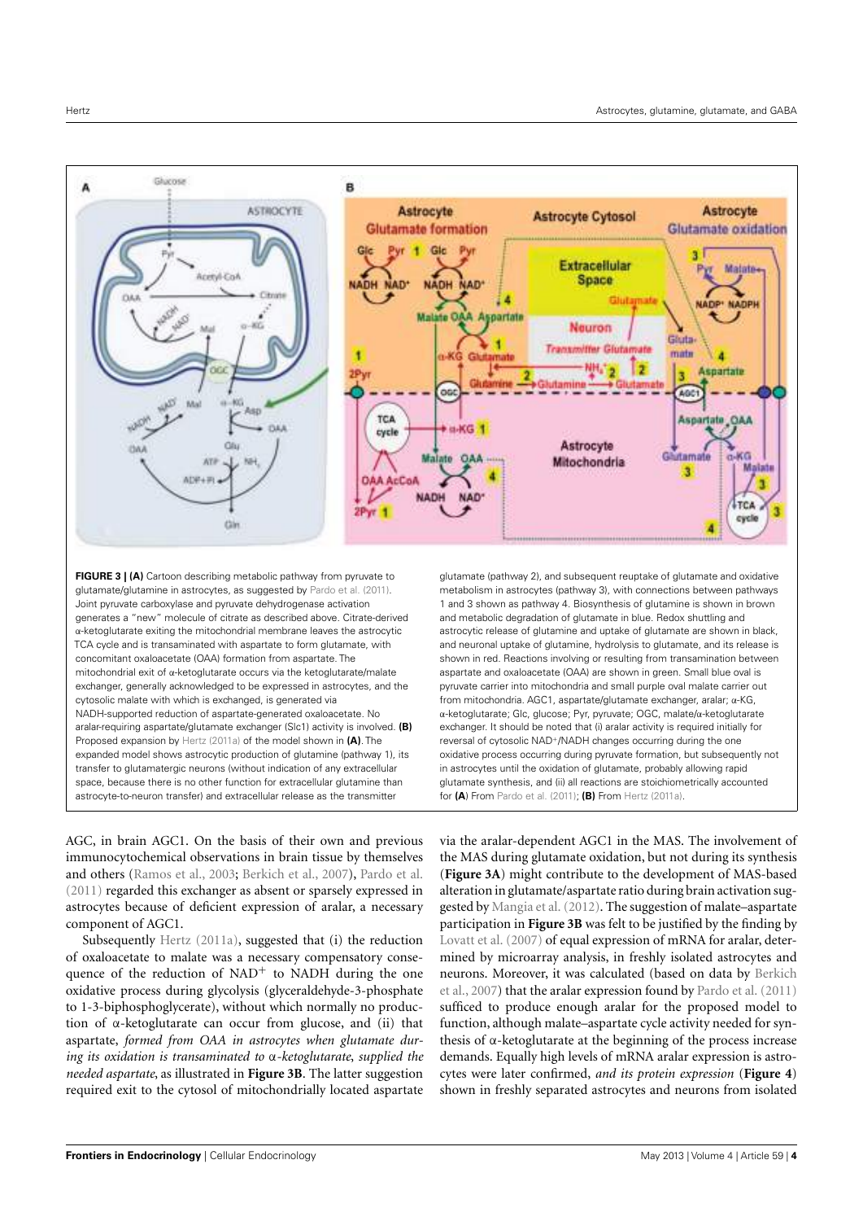**FIGURE 3 | (A)** Cartoon describing metabolic pathway from pyruvate to glutamate/glutamine in astrocytes, as suggested by Pardo et al. (2011). Joint pyruvate carboxylase and pyruvate dehydrogenase activation generates a "new" molecule of citrate as described above. Citrate-derived α-ketoglutarate exiting the mitochondrial membrane leaves the astrocytic TCA cycle and is transaminated with aspartate to form glutamate, with concomitant oxaloacetate (OAA) formation from aspartate. The mitochondrial exit of α-ketoglutarate occurs via the ketoglutarate/malate exchanger, generally acknowledged to be expressed in astrocytes, and the cytosolic malate with which is exchanged, is generated via NADH-supported reduction of aspartate-generated oxaloacetate. No aralar-requiring aspartate/glutamate exchanger (Slc1) activity is involved. **(B)** Proposed expansion by Hertz (2011a) of the model shown in **(A)**. The expanded model shows astrocytic production of glutamine (pathway 1), its transfer to glutamatergic neurons (without indication of any extracellular space, because there is no other function for extracellular glutamine than astrocyte-to-neuron transfer) and extracellular release as the transmitter glutamate (pathway 2), and subsequent reuptake of glutamate and oxidative metabolism in astrocytes (pathway 3), with connections between pathways 1 and 3 shown as pathway 4. Biosynthesis of glutamine is shown in brown and metabolic degradation of glutamate in blue. Redox shuttling and astrocytic release of glutamine and uptake of glutamate are shown in black, and neuronal uptake of glutamine, hydrolysis to glutamate, and its release is shown in red. Reactions involving or resulting from transamination between aspartate and oxaloacetate (OAA) are shown in green. Small blue oval is pyruvate carrier into mitochondria and small purple oval malate carrier out from mitochondria. AGC1, aspartate/glutamate exchanger, aralar; α-KG, α-ketoglutarate; Glc, glucose; Pyr, pyruvate; OGC, malate/α-ketoglutarate exchanger. It should be noted that (i) aralar activity is required initially for reversal of cytosolic $NAD^+$/NADH changes occurring during the one oxidative process occurring during pyruvate formation, but subsequently not in astrocytes until the oxidation of glutamate, probably allowing rapid glutamate synthesis, and (ii) all reactions are stoichiometrically accounted for **(A)** From Pardo et al. (2011); **(B)** From Hertz (2011a).

AGC, in brain AGC1. On the basis of their own and previous immunocytochemical observations in brain tissue by themselves and others (Ramos et al., 2003; Berkich et al., 2007), Pardo et al. (2011) regarded this exchanger as absent or sparsely expressed in astrocytes because of deficient expression of aralar, a necessary component of AGC1.

Subsequently Hertz (2011a), suggested that (i) the reduction of oxaloacetate to malate was a necessary compensatory consequence of the reduction of $NAD^+$ to NADH during the one oxidative process during glycolysis (glyceraldehyde-3-phosphate to 1-3-biphosphoglycerate), without which normally no production of α-ketoglutarate can occur from glucose, and (ii) that aspartate, *formed from OAA in astrocytes when glutamate during its oxidation is transaminated to α-ketoglutarate, supplied the needed aspartate*, as illustrated in **Figure 3B**. The latter suggestion required exit to the cytosol of mitochondrially located aspartate via the aralar-dependent AGC1 in the MAS. The involvement of the MAS during glutamate oxidation, but not during its synthesis (**Figure 3A**) might contribute to the development of MAS-based alteration in glutamate/aspartate ratio during brain activation suggested by Mangia et al. (2012). The suggestion of malate–aspartate participation in **Figure 3B** was felt to be justified by the finding by Lovatt et al. (2007) of equal expression of mRNA for aralar, determined by microarray analysis, in freshly isolated astrocytes and neurons. Moreover, it was calculated (based on data by Berkich et al., 2007) that the aralar expression found by Pardo et al. (2011) sufficed to produce enough aralar for the proposed model to function, although malate–aspartate cycle activity needed for synthesis of α-ketoglutarate at the beginning of the process increase demands. Equally high levels of mRNA aralar expression is astrocytes were later confirmed, *and its protein expression* (**Figure 4**) shown in freshly separated astrocytes and neurons from isolated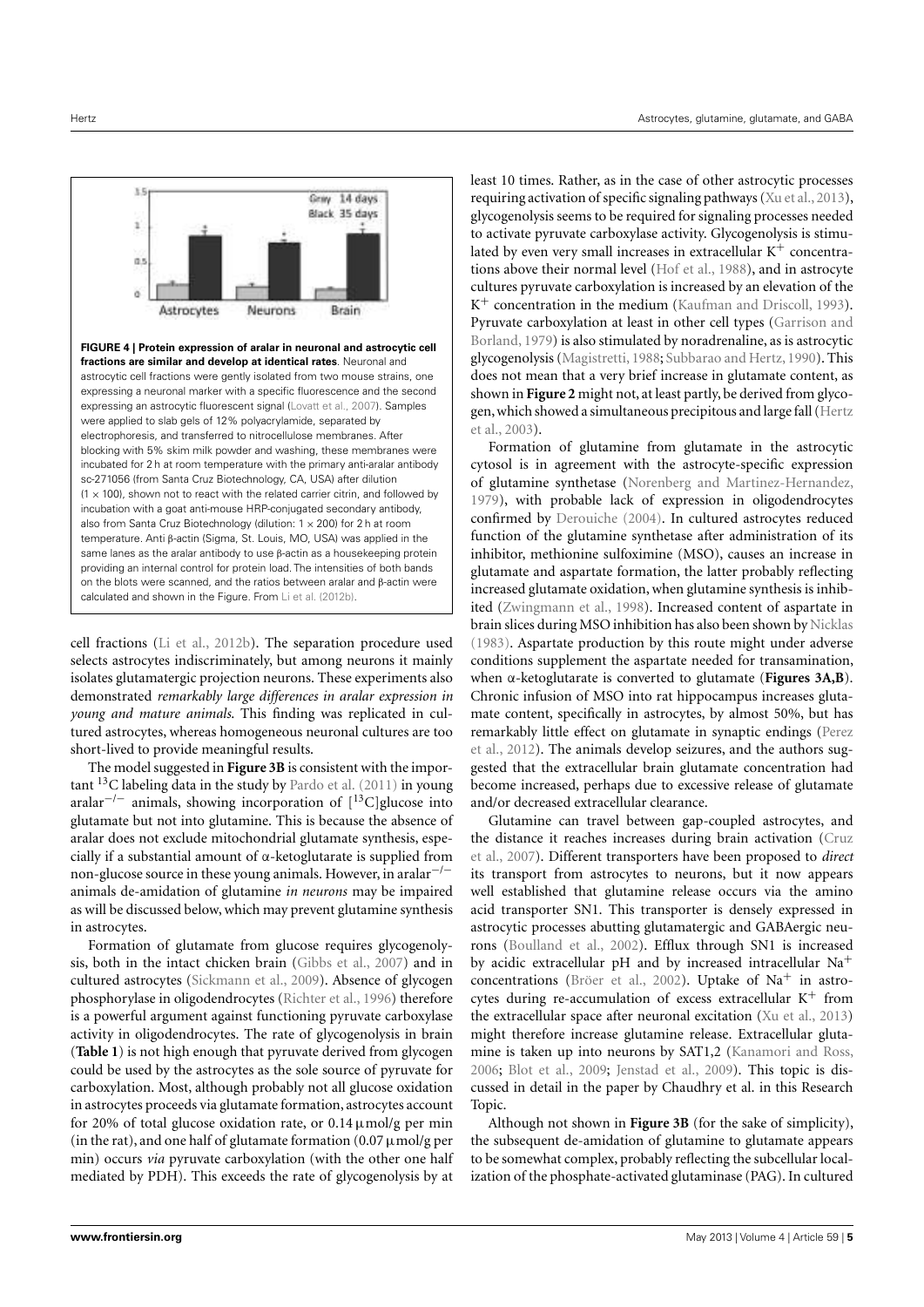**FIGURE 4 | Protein expression of aralar in neuronal and astrocytic cell fractions are similar and develop at identical rates.** Neuronal and astrocytic cell fractions were gently isolated from two mouse strains, one expressing a neuronal marker with a specific fluorescence and the second expressing an astrocytic fluorescent signal (Lovatt et al., 2007). Samples were applied to slab gels of 12% polyacrylamide, separated by electrophoresis, and transferred to nitrocellulose membranes. After blocking with 5% skim milk powder and washing, these membranes were incubated for 2 h at room temperature with the primary anti-aralar antibody sc-271056 (from Santa Cruz Biotechnology, CA, USA) after dilution ($1 \times 100$), shown not to react with the related carrier citrin, and followed by incubation with a goat anti-mouse HRP-conjugated secondary antibody, also from Santa Cruz Biotechnology (dilution: $1 \times 200$) for 2 h at room temperature. Anti β-actin (Sigma, St. Louis, MO, USA) was applied in the same lanes as the aralar antibody to use β-actin as a housekeeping protein providing an internal control for protein load. The intensities of both bands on the blots were scanned, and the ratios between aralar and β-actin were calculated and shown in the Figure. From Li et al. (2012b).

cell fractions (Li et al., 2012b). The separation procedure used selects astrocytes indiscriminately, but among neurons it mainly isolates glutamatergic projection neurons. These experiments also demonstrated *remarkably large differences in aralar expression in young and mature animals.* This finding was replicated in cultured astrocytes, whereas homogeneous neuronal cultures are too short-lived to provide meaningful results.

The model suggested in **Figure 3B** is consistent with the important $^{13}C$ labeling data in the study by Pardo et al. (2011) in young aralar$^{-/-}$ animals, showing incorporation of [$^{13}C$]glucose into glutamate but not into glutamine. This is because the absence of aralar does not exclude mitochondrial glutamate synthesis, especially if a substantial amount of α-ketoglutarate is supplied from non-glucose source in these young animals. However, in aralar$^{-/-}$ animals de-amidation of glutamine *in neurons* may be impaired as will be discussed below, which may prevent glutamine synthesis in astrocytes.

Formation of glutamate from glucose requires glycogenolysis, both in the intact chicken brain (Gibbs et al., 2007) and in cultured astrocytes (Sickmann et al., 2009). Absence of glycogen phosphorylase in oligodendrocytes (Richter et al., 1996) therefore is a powerful argument against functioning pyruvate carboxylase activity in oligodendrocytes. The rate of glycogenolysis in brain (**Table 1**) is not high enough that pyruvate derived from glycogen could be used by the astrocytes as the sole source of pyruvate for carboxylation. Most, although probably not all glucose oxidation in astrocytes proceeds via glutamate formation, astrocytes account for 20% of total glucose oxidation rate, or 0.14 μmol/g per min (in the rat), and one half of glutamate formation (0.07 μmol/g per min) occurs *via* pyruvate carboxylation (with the other one half mediated by PDH). This exceeds the rate of glycogenolysis by at least 10 times. Rather, as in the case of other astrocytic processes requiring activation of specific signaling pathways (Xu et al., 2013), glycogenolysis seems to be required for signaling processes needed to activate pyruvate carboxylase activity. Glycogenolysis is stimulated by even very small increases in extracellular $K^+$ concentrations above their normal level (Hof et al., 1988), and in astrocyte cultures pyruvate carboxylation is increased by an elevation of the $K^+$ concentration in the medium (Kaufman and Driscoll, 1993). Pyruvate carboxylation at least in other cell types (Garrison and Borland, 1979) is also stimulated by noradrenaline, as is astrocytic glycogenolysis (Magistretti, 1988; Subbarao and Hertz, 1990). This does not mean that a very brief increase in glutamate content, as shown in **Figure 2** might not, at least partly, be derived from glycogen, which showed a simultaneous precipitous and large fall (Hertz et al., 2003).

Formation of glutamine from glutamate in the astrocytic cytosol is in agreement with the astrocyte-specific expression of glutamine synthetase (Norenberg and Martinez-Hernandez, 1979), with probable lack of expression in oligodendrocytes confirmed by Derouiche (2004). In cultured astrocytes reduced function of the glutamine synthetase after administration of its inhibitor, methionine sulfoximine (MSO), causes an increase in glutamate and aspartate formation, the latter probably reflecting increased glutamate oxidation, when glutamine synthesis is inhibited (Zwingmann et al., 1998). Increased content of aspartate in brain slices during MSO inhibition has also been shown by Nicklas (1983). Aspartate production by this route might under adverse conditions supplement the aspartate needed for transamination, when α-ketoglutarate is converted to glutamate (**Figures 3A,B**). Chronic infusion of MSO into rat hippocampus increases glutamate content, specifically in astrocytes, by almost 50%, but has remarkably little effect on glutamate in synaptic endings (Perez et al., 2012). The animals develop seizures, and the authors suggested that the extracellular brain glutamate concentration had become increased, perhaps due to excessive release of glutamate and/or decreased extracellular clearance.

Glutamine can travel between gap-coupled astrocytes, and the distance it reaches increases during brain activation (Cruz et al., 2007). Different transporters have been proposed to *direct* its transport from astrocytes to neurons, but it now appears well established that glutamine release occurs via the amino acid transporter SN1. This transporter is densely expressed in astrocytic processes abutting glutamatergic and GABAergic neurons (Boulland et al., 2002). Efflux through SN1 is increased by acidic extracellular pH and by increased intracellular $Na^+$ concentrations (Bröer et al., 2002). Uptake of $Na^+$ in astrocytes during re-accumulation of excess extracellular $K^+$ from the extracellular space after neuronal excitation (Xu et al., 2013) might therefore increase glutamine release. Extracellular glutamine is taken up into neurons by SAT1,2 (Kanamori and Ross, 2006; Blot et al., 2009; Jenstad et al., 2009). This topic is discussed in detail in the paper by Chaudhry et al. in this Research Topic.

Although not shown in **Figure 3B** (for the sake of simplicity), the subsequent de-amidation of glutamine to glutamate appears to be somewhat complex, probably reflecting the subcellular localization of the phosphate-activated glutaminase (PAG). In cultured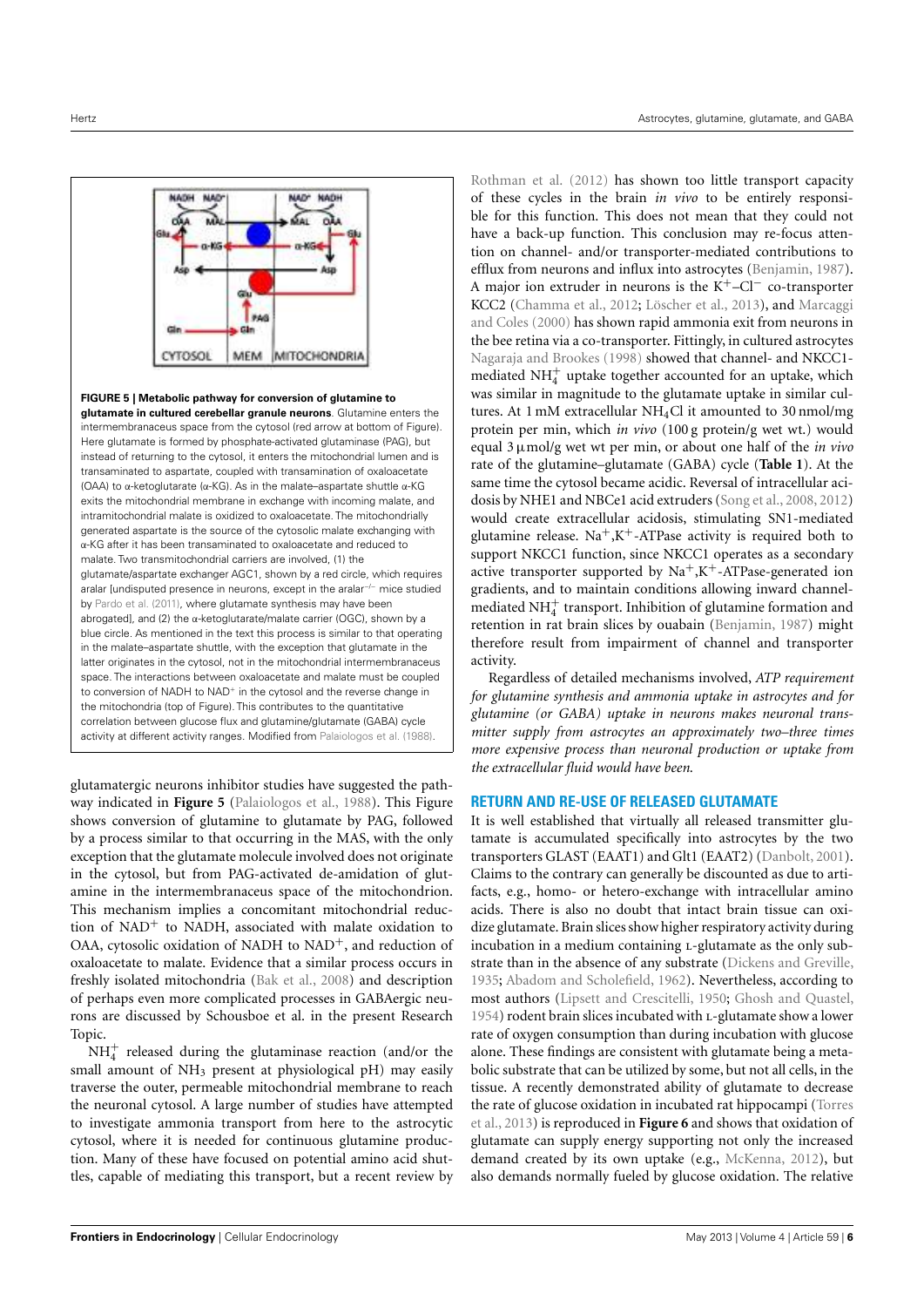**FIGURE 5 | Metabolic pathway for conversion of glutamine to glutamate in cultured cerebellar granule neurons**. Glutamine enters the intermembranaceus space from the cytosol (red arrow at bottom of Figure). Here glutamate is formed by phosphate-activated glutaminase (PAG), but instead of returning to the cytosol, it enters the mitochondrial lumen and is transaminated to aspartate, coupled with transamination of oxaloacetate (OAA) to α-ketoglutarate (α-KG). As in the malate–aspartate shuttle α-KG exits the mitochondrial membrane in exchange with incoming malate, and intramitochondrial malate is oxidized to oxaloacetate. The mitochondrially generated aspartate is the source of the cytosolic malate exchanging with α-KG after it has been transaminated to oxaloacetate and reduced to malate. Two transmitochondrial carriers are involved, (1) the glutamate/aspartate exchanger AGC1, shown by a red circle, which requires aralar [undisputed presence in neurons, except in the aralar$^{-/-}$ mice studied by Pardo et al. (2011), where glutamate synthesis may have been abrogated], and (2) the α-ketoglutarate/malate carrier (OGC), shown by a blue circle. As mentioned in the text this process is similar to that operating in the malate–aspartate shuttle, with the exception that glutamate in the latter originates in the cytosol, not in the mitochondrial intermembraneceus space. The interactions between oxaloacetate and malate must be coupled to conversion of NADH to $NAD^+$ in the cytosol and the reverse change in the mitochondria (top of Figure). This contributes to the quantitative correlation between glucose flux and glutamine/glutamate (GABA) cycle activity at different activity ranges. Modified from Palaiologos et al. (1988).

glutamatergic neurons inhibitor studies have suggested the pathway indicated in **Figure 5** (Palaiologos et al., 1988). This Figure shows conversion of glutamine to glutamate by PAG, followed by a process similar to that occurring in the MAS, with the only exception that the glutamate molecule involved does not originate in the cytosol, but from PAG-activated de-amidation of glutamine in the intermembranaceus space of the mitochondrion. This mechanism implies a concomitant mitochondrial reduction of $NAD^+$ to NADH, associated with malate oxidation to OAA, cytosolic oxidation of NADH to $NAD^+$, and reduction of oxaloacetate to malate. Evidence that a similar process occurs in freshly isolated mitochondria (Bak et al., 2008) and description of perhaps even more complicated processes in GABAergic neurons are discussed by Schousboe et al. in the present Research Topic.

$NH_4^+$ released during the glutaminase reaction (and/or the small amount of $NH_3$ present at physiological pH) may easily traverse the outer, permeable mitochondrial membrane to reach the neuronal cytosol. A large number of studies have attempted to investigate ammonia transport from here to the astrocytic cytosol, where it is needed for continuous glutamine production. Many of these have focused on potential amino acid shuttles, capable of mediating this transport, but a recent review by Rothman et al. (2012) has shown too little transport capacity of these cycles in the brain *in vivo* to be entirely responsible for this function. This does not mean that they could not have a back-up function. This conclusion may re-focus attention on channel- and/or transporter-mediated contributions to efflux from neurons and influx into astrocytes (Benjamin, 1987). A major ion extruder in neurons is the $K^+$–$Cl^-$ co-transporter KCC2 (Chamma et al., 2012; Löscher et al., 2013), and Marcaggi and Coles (2000) has shown rapid ammonia exit from neurons in the bee retina via a co-transporter. Fittingly, in cultured astrocytes Nagaraja and Brookes (1998) showed that channel- and NKCC1-mediated $NH_4^+$ uptake together accounted for an uptake, which was similar in magnitude to the glutamate uptake in similar cultures. At 1 mM extracellular $NH_4Cl$ it amounted to 30 nmol/mg protein per min, which *in vivo* (100 g protein/g wet wt.) would equal 3 μmol/g wet wt per min, or about one half of the *in vivo* rate of the glutamine–glutamate (GABA) cycle (**Table 1**). At the same time the cytosol became acidic. Reversal of intracellular acidosis by NHE1 and NBCe1 acid extruders (Song et al., 2008, 2012) would create extracellular acidosis, stimulating SN1-mediated glutamine release. $Na^+,K^+$-ATPase activity is required both to support NKCC1 function, since NKCC1 operates as a secondary active transporter supported by $Na^+,K^+$-ATPase-generated ion gradients, and to maintain conditions allowing inward channel-mediated $NH_4^+$ transport. Inhibition of glutamine formation and retention in rat brain slices by ouabain (Benjamin, 1987) might therefore result from impairment of channel and transporter activity.

Regardless of detailed mechanisms involved, *ATP requirement for glutamine synthesis and ammonia uptake in astrocytes and for glutamine (or GABA) uptake in neurons makes neuronal transmitter supply from astrocytes an approximately two–three times more expensive process than neuronal production or uptake from the extracellular fluid would have been.*

## RETURN AND RE-USE OF RELEASED GLUTAMATE

It is well established that virtually all released transmitter glutamate is accumulated specifically into astrocytes by the two transporters GLAST (EAAT1) and Glt1 (EAAT2) (Danbolt, 2001). Claims to the contrary can generally be discounted as due to artifacts, e.g., homo- or hetero-exchange with intracellular amino acids. There is also no doubt that intact brain tissue can oxidize glutamate. Brain slices show higher respiratory activity during incubation in a medium containing L-glutamate as the only substrate than in the absence of any substrate (Dickens and Greville, 1935; Abadom and Scholefield, 1962). Nevertheless, according to most authors (Lipsett and Crescitelli, 1950; Ghosh and Quastel, 1954) rodent brain slices incubated with L-glutamate show a lower rate of oxygen consumption than during incubation with glucose alone. These findings are consistent with glutamate being a metabolic substrate that can be utilized by some, but not all cells, in the tissue. A recently demonstrated ability of glutamate to decrease the rate of glucose oxidation in incubated rat hippocampi (Torres et al., 2013) is reproduced in **Figure 6** and shows that oxidation of glutamate can supply energy supporting not only the increased demand created by its own uptake (e.g., McKenna, 2012), but also demands normally fueled by glucose oxidation. The relative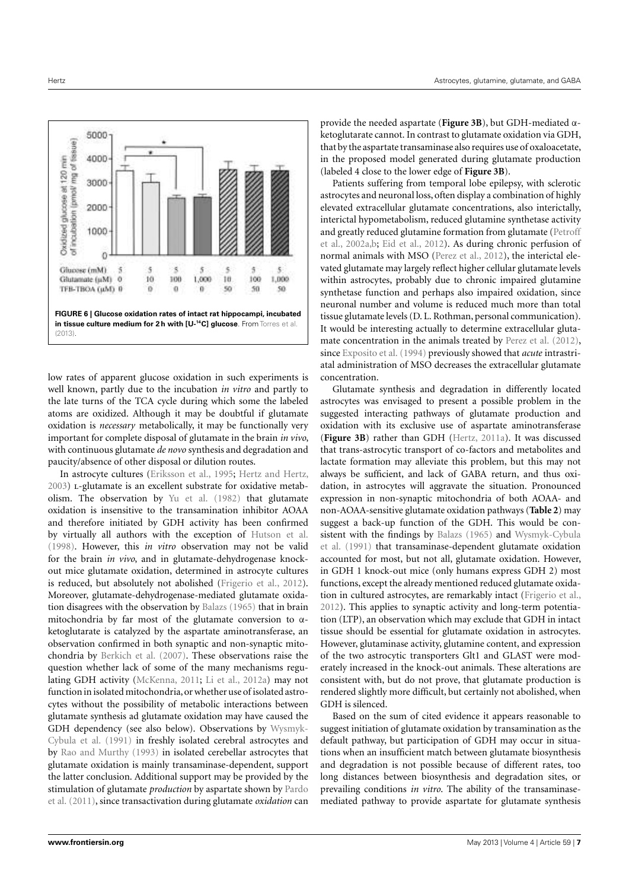**FIGURE 6 | Glucose oxidation rates of intact rat hippocampi, incubated in tissue culture medium for 2 h with [U-$^{14}$C] glucose.** From Torres et al. (2013).

low rates of apparent glucose oxidation in such experiments is well known, partly due to the incubation *in vitro* and partly to the late turns of the TCA cycle during which some the labeled atoms are oxidized. Although it may be doubtful if glutamate oxidation is *necessary* metabolically, it may be functionally very important for complete disposal of glutamate in the brain *in vivo*, with continuous glutamate *de novo* synthesis and degradation and paucity/absence of other disposal or dilution routes.

In astrocyte cultures (Eriksson et al., 1995; Hertz and Hertz, 2003) L-glutamate is an excellent substrate for oxidative metabolism. The observation by Yu et al. (1982) that glutamate oxidation is insensitive to the transamination inhibitor AOAA and therefore initiated by GDH activity has been confirmed by virtually all authors with the exception of Hutson et al. (1998). However, this *in vitro* observation may not be valid for the brain *in vivo*, and in glutamate-dehydrogenase knockout mice glutamate oxidation, determined in astrocyte cultures is reduced, but absolutely not abolished (Frigerio et al., 2012). Moreover, glutamate-dehydrogenase-mediated glutamate oxidation disagrees with the observation by Balazs (1965) that in brain mitochondria by far most of the glutamate conversion to α-ketoglutarate is catalyzed by the aspartate aminotransferase, an observation confirmed in both synaptic and non-synaptic mitochondria by Berkich et al. (2007). These observations raise the question whether lack of some of the many mechanisms regulating GDH activity (McKenna, 2011; Li et al., 2012a) may not function in isolated mitochondria, or whether use of isolated astrocytes without the possibility of metabolic interactions between glutamate synthesis ad glutamate oxidation may have caused the GDH dependency (see also below). Observations by Wysmyk-Cybula et al. (1991) in freshly isolated cerebral astrocytes and by Rao and Murthy (1993) in isolated cerebellar astrocytes that glutamate oxidation is mainly transaminase-dependent, support the latter conclusion. Additional support may be provided by the stimulation of glutamate *production* by aspartate shown by Pardo et al. (2011), since transactivation during glutamate *oxidation* can provide the needed aspartate (**Figure 3B**), but GDH-mediated α-ketoglutarate cannot. In contrast to glutamate oxidation via GDH, that by the aspartate transaminase also requires use of oxaloacetate, in the proposed model generated during glutamate production (labeled 4 close to the lower edge of **Figure 3B**).

Patients suffering from temporal lobe epilepsy, with sclerotic astrocytes and neuronal loss, often display a combination of highly elevated extracellular glutamate concentrations, also interictally, interictal hypometabolism, reduced glutamine synthetase activity and greatly reduced glutamine formation from glutamate (Petroff et al., 2002a,b; Eid et al., 2012). As during chronic perfusion of normal animals with MSO (Perez et al., 2012), the interictal elevated glutamate may largely reflect higher cellular glutamate levels within astrocytes, probably due to chronic impaired glutamine synthetase function and perhaps also impaired oxidation, since neuronal number and volume is reduced much more than total tissue glutamate levels (D. L. Rothman, personal communication). It would be interesting actually to determine extracellular glutamate concentration in the animals treated by Perez et al. (2012), since Exposito et al. (1994) previously showed that *acute* intrastriatal administration of MSO decreases the extracellular glutamate concentration.

Glutamate synthesis and degradation in differently located astrocytes was envisaged to present a possible problem in the suggested interacting pathways of glutamate production and oxidation with its exclusive use of aspartate aminotransferase (**Figure 3B**) rather than GDH (Hertz, 2011a). It was discussed that trans-astrocytic transport of co-factors and metabolites and lactate formation may alleviate this problem, but this may not always be sufficient, and lack of GABA return, and thus oxidation, in astrocytes will aggravate the situation. Pronounced expression in non-synaptic mitochondria of both AOAA- and non-AOAA-sensitive glutamate oxidation pathways (**Table 2**) may suggest a back-up function of the GDH. This would be consistent with the findings by Balazs (1965) and Wysmyk-Cybula et al. (1991) that transaminase-dependent glutamate oxidation accounted for most, but not all, glutamate oxidation. However, in GDH 1 knock-out mice (only humans express GDH 2) most functions, except the already mentioned reduced glutamate oxidation in cultured astrocytes, are remarkably intact (Frigerio et al., 2012). This applies to synaptic activity and long-term potentiation (LTP), an observation which may exclude that GDH in intact tissue should be essential for glutamate oxidation in astrocytes. However, glutaminase activity, glutamine content, and expression of the two astrocytic transporters Glt1 and GLAST were moderately increased in the knock-out animals. These alterations are consistent with, but do not prove, that glutamate production is rendered slightly more difficult, but certainly not abolished, when GDH is silenced.

Based on the sum of cited evidence it appears reasonable to suggest initiation of glutamate oxidation by transamination as the default pathway, but participation of GDH may occur in situations when an insufficient match between glutamate biosynthesis and degradation is not possible because of different rates, too long distances between biosynthesis and degradation sites, or prevailing conditions *in vitro*. The ability of the transaminase-mediated pathway to provide aspartate for glutamate synthesis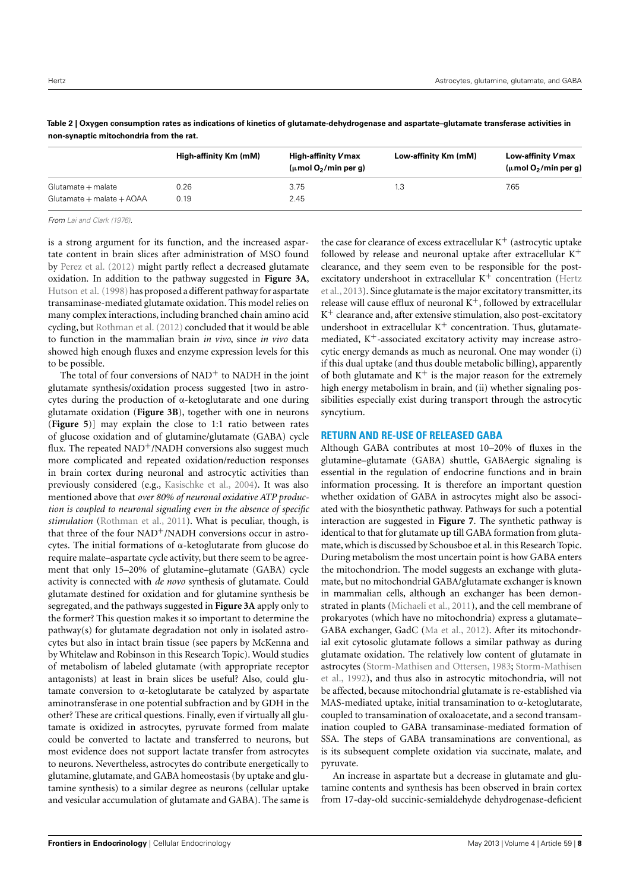**Table 2 | Oxygen consumption rates as indications of kinetics of glutamate-dehydrogenase and aspartate–glutamate transferase activities in non-synaptic mitochondria from the rat.**

| | High-affinity Km (mM) | High-affinity *V*max ($\mu$mol $O_2$/min per g) | Low-affinity Km (mM) | Low-affinity *V*max ($\mu$mol $O_2$/min per g) |
|---|---|---|---|---|
| Glutamate + malate | 0.26 | 3.75 | 1.3 | 7.65 |
| Glutamate + malate + AOAA | 0.19 | 2.45 | | |

*From* Lai and Clark (1976).

is a strong argument for its function, and the increased aspartate content in brain slices after administration of MSO found by Perez et al. (2012) might partly reflect a decreased glutamate oxidation. In addition to the pathway suggested in **Figure 3A**, Hutson et al. (1998) has proposed a different pathway for aspartate transaminase-mediated glutamate oxidation. This model relies on many complex interactions, including branched chain amino acid cycling, but Rothman et al. (2012) concluded that it would be able to function in the mammalian brain *in vivo*, since *in vivo* data showed high enough fluxes and enzyme expression levels for this to be possible.

The total of four conversions of $NAD^+$ to NADH in the joint glutamate synthesis/oxidation process suggested [two in astrocytes during the production of α-ketoglutarate and one during glutamate oxidation (**Figure 3B**), together with one in neurons (**Figure 5**)] may explain the close to 1:1 ratio between rates of glucose oxidation and of glutamine/glutamate (GABA) cycle flux. The repeated $NAD^+$/NADH conversions also suggest much more complicated and repeated oxidation/reduction responses in brain cortex during neuronal and astrocytic activities than previously considered (e.g., Kasischke et al., 2004). It was also mentioned above that *over 80% of neuronal oxidative ATP production is coupled to neuronal signaling even in the absence of specific stimulation* (Rothman et al., 2011). What is peculiar, though, is that three of the four $NAD^+$/NADH conversions occur in astrocytes. The initial formations of α-ketoglutarate from glucose do require malate–aspartate cycle activity, but there seem to be agreement that only 15–20% of glutamine–glutamate (GABA) cycle activity is connected with *de novo* synthesis of glutamate. Could glutamate destined for oxidation and for glutamine synthesis be segregated, and the pathways suggested in **Figure 3A** apply only to the former? This question makes it so important to determine the pathway(s) for glutamate degradation not only in isolated astrocytes but also in intact brain tissue (see papers by McKenna and by Whitelaw and Robinson in this Research Topic). Would studies of metabolism of labeled glutamate (with appropriate receptor antagonists) at least in brain slices be useful? Also, could glutamate conversion to α-ketoglutarate be catalyzed by aspartate aminotransferase in one potential subfraction and by GDH in the other? These are critical questions. Finally, even if virtually all glutamate is oxidized in astrocytes, pyruvate formed from malate could be converted to lactate and transferred to neurons, but most evidence does not support lactate transfer from astrocytes to neurons. Nevertheless, astrocytes do contribute energetically to glutamine, glutamate, and GABA homeostasis (by uptake and glutamine synthesis) to a similar degree as neurons (cellular uptake and vesicular accumulation of glutamate and GABA). The same is the case for clearance of excess extracellular $K^+$ (astrocytic uptake followed by release and neuronal uptake after extracellular $K^+$ clearance, and they seem even to be responsible for the post-excitatory undershoot in extracellular $K^+$ concentration (Hertz et al., 2013). Since glutamate is the major excitatory transmitter, its release will cause efflux of neuronal $K^+$, followed by extracellular $K^+$ clearance and, after extensive stimulation, also post-excitatory undershoot in extracellular $K^+$ concentration. Thus, glutamate-mediated, $K^+$-associated excitatory activity may increase astrocytic energy demands as much as neuronal. One may wonder (i) if this dual uptake (and thus double metabolic billing), apparently of both glutamate and $K^+$ is the major reason for the extremely high energy metabolism in brain, and (ii) whether signaling possibilities especially exist during transport through the astrocytic syncytium.

## RETURN AND RE-USE OF RELEASED GABA

Although GABA contributes at most 10–20% of fluxes in the glutamine–glutamate (GABA) shuttle, GABAergic signaling is essential in the regulation of endocrine functions and in brain information processing. It is therefore an important question whether oxidation of GABA in astrocytes might also be associated with the biosynthetic pathway. Pathways for such a potential interaction are suggested in **Figure 7**. The synthetic pathway is identical to that for glutamate up till GABA formation from glutamate, which is discussed by Schousboe et al. in this Research Topic. During metabolism the most uncertain point is how GABA enters the mitochondrion. The model suggests an exchange with glutamate, but no mitochondrial GABA/glutamate exchanger is known in mammalian cells, although an exchanger has been demonstrated in plants (Michaeli et al., 2011), and the cell membrane of prokaryotes (which have no mitochondria) express a glutamate–GABA exchanger, GadC (Ma et al., 2012). After its mitochondrial exit cytosolic glutamate follows a similar pathway as during glutamate oxidation. The relatively low content of glutamate in astrocytes (Storm-Mathisen and Ottersen, 1983; Storm-Mathisen et al., 1992), and thus also in astrocytic mitochondria, will not be affected, because mitochondrial glutamate is re-established via MAS-mediated uptake, initial transamination to α-ketoglutarate, coupled to transamination of oxaloacetate, and a second transamination coupled to GABA transaminase-mediated formation of SSA. The steps of GABA transaminations are conventional, as is its subsequent complete oxidation via succinate, malate, and pyruvate.

An increase in aspartate but a decrease in glutamate and glutamine contents and synthesis has been observed in brain cortex from 17-day-old succinic-semialdehyde dehydrogenase-deficient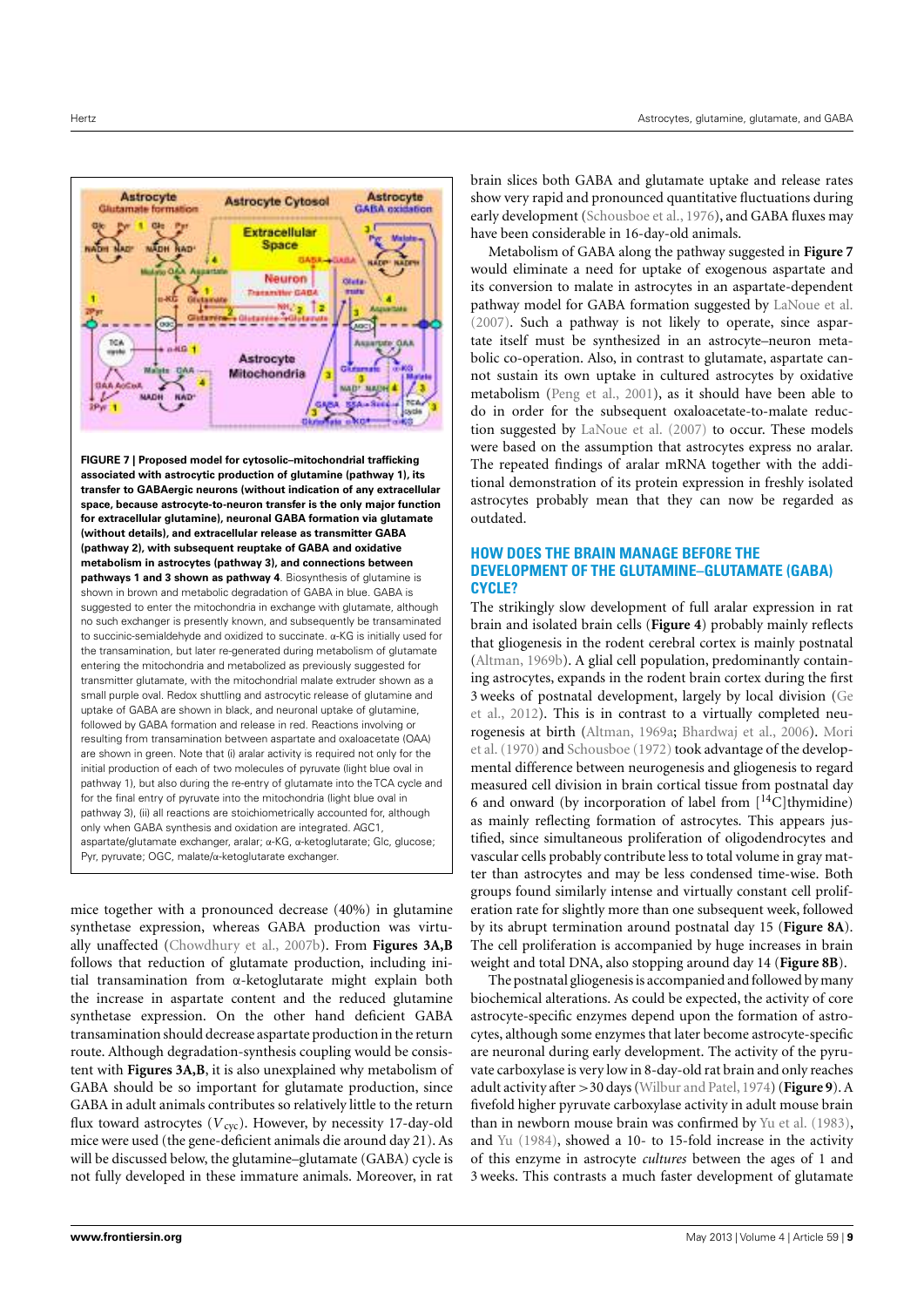**FIGURE 7 | Proposed model for cytosolic–mitochondrial trafficking associated with astrocytic production of glutamine (pathway 1), its transfer to GABAergic neurons (without indication of any extracellular space, because astrocyte-to-neuron transfer is the only major function for extracellular glutamine), neuronal GABA formation via glutamate (without details), and extracellular release as transmitter GABA (pathway 2), with subsequent reuptake of GABA and oxidative metabolism in astrocytes (pathway 3), and connections between pathways 1 and 3 shown as pathway 4.** Biosynthesis of glutamine is shown in brown and metabolic degradation of GABA in blue. GABA is suggested to enter the mitochondria in exchange with glutamate, although no such exchanger is presently known, and subsequently be transaminated to succinic-semialdehyde and oxidized to succinate. α-KG is initially used for the transamination, but later re-generated during metabolism of glutamate entering the mitochondria and metabolized as previously suggested for transmitter glutamate, with the mitochondrial malate extruder shown as a small purple oval. Redox shuttling and astrocytic release of glutamine and uptake of GABA are shown in black, and neuronal uptake of glutamine, followed by GABA formation and release in red. Reactions involving or resulting from transamination between aspartate and oxaloacetate (OAA) are shown in green. Note that (i) aralar activity is required not only for the initial production of each of two molecules of pyruvate (light blue oval in pathway 1), but also during the re-entry of glutamate into the TCA cycle and for the final entry of pyruvate into the mitochondria (light blue oval in pathway 3), (ii) all reactions are stoichiometrically accounted for, although only when GABA synthesis and oxidation are integrated. AGC1, aspartate/glutamate exchanger, aralar; α-KG, α-ketoglutarate; Glc, glucose; Pyr, pyruvate; OGC, malate/α-ketoglutarate exchanger.

mice together with a pronounced decrease (40%) in glutamine synthetase expression, whereas GABA production was virtually unaffected (Chowdhury et al., 2007b). From **Figures 3A,B** follows that reduction of glutamate production, including initial transamination from α-ketoglutarate might explain both the increase in aspartate content and the reduced glutamine synthetase expression. On the other hand deficient GABA transamination should decrease aspartate production in the return route. Although degradation-synthesis coupling would be consistent with **Figures 3A,B**, it is also unexplained why metabolism of GABA should be so important for glutamate production, since GABA in adult animals contributes so relatively little to the return flux toward astrocytes ($V_{cyc}$). However, by necessity 17-day-old mice were used (the gene-deficient animals die around day 21). As will be discussed below, the glutamine–glutamate (GABA) cycle is not fully developed in these immature animals. Moreover, in rat brain slices both GABA and glutamate uptake and release rates show very rapid and pronounced quantitative fluctuations during early development (Schousboe et al., 1976), and GABA fluxes may have been considerable in 16-day-old animals.

Metabolism of GABA along the pathway suggested in **Figure 7** would eliminate a need for uptake of exogenous aspartate and its conversion to malate in astrocytes in an aspartate-dependent pathway model for GABA formation suggested by LaNoue et al. (2007). Such a pathway is not likely to operate, since aspartate itself must be synthesized in an astrocyte–neuron metabolic co-operation. Also, in contrast to glutamate, aspartate cannot sustain its own uptake in cultured astrocytes by oxidative metabolism (Peng et al., 2001), as it should have been able to do in order for the subsequent oxaloacetate-to-malate reduction suggested by LaNoue et al. (2007) to occur. These models were based on the assumption that astrocytes express no aralar. The repeated findings of aralar mRNA together with the additional demonstration of its protein expression in freshly isolated astrocytes probably mean that they can now be regarded as outdated.

## HOW DOES THE BRAIN MANAGE BEFORE THE DEVELOPMENT OF THE GLUTAMINE–GLUTAMATE (GABA) CYCLE?

The strikingly slow development of full aralar expression in rat brain and isolated brain cells (**Figure 4**) probably mainly reflects that gliogenesis in the rodent cerebral cortex is mainly postnatal (Altman, 1969b). A glial cell population, predominantly containing astrocytes, expands in the rodent brain cortex during the first 3 weeks of postnatal development, largely by local division (Ge et al., 2012). This is in contrast to a virtually completed neurogenesis at birth (Altman, 1969a; Bhardwaj et al., 2006). Mori et al. (1970) and Schousboe (1972) took advantage of the developmental difference between neurogenesis and gliogenesis to regard measured cell division in brain cortical tissue from postnatal day 6 and onward (by incorporation of label from [$^{14}$C]thymidine) as mainly reflecting formation of astrocytes. This appears justified, since simultaneous proliferation of oligodendrocytes and vascular cells probably contribute less to total volume in gray matter than astrocytes and may be less condensed time-wise. Both groups found similarly intense and virtually constant cell proliferation rate for slightly more than one subsequent week, followed by its abrupt termination around postnatal day 15 (**Figure 8A**). The cell proliferation is accompanied by huge increases in brain weight and total DNA, also stopping around day 14 (**Figure 8B**).

The postnatal gliogenesis is accompanied and followed by many biochemical alterations. As could be expected, the activity of core astrocyte-specific enzymes depend upon the formation of astrocytes, although some enzymes that later become astrocyte-specific are neuronal during early development. The activity of the pyruvate carboxylase is very low in 8-day-old rat brain and only reaches adult activity after >30 days (Wilbur and Patel, 1974) (**Figure 9**). A fivefold higher pyruvate carboxylase activity in adult mouse brain than in newborn mouse brain was confirmed by Yu et al. (1983), and Yu (1984), showed a 10- to 15-fold increase in the activity of this enzyme in astrocyte *cultures* between the ages of 1 and 3 weeks. This contrasts a much faster development of glutamate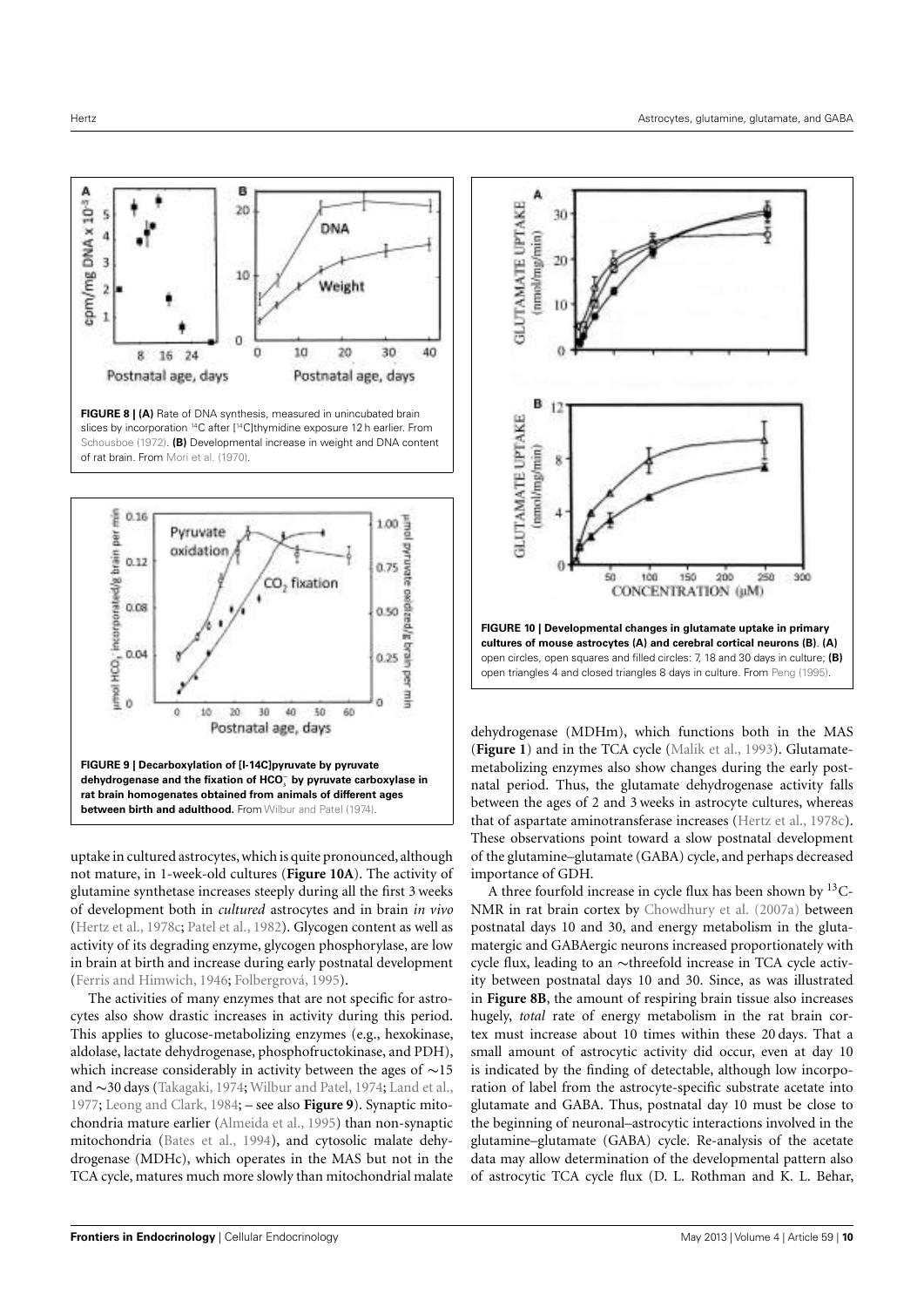**FIGURE 8 | (A)** Rate of DNA synthesis, measured in unincubated brain slices by incorporation $^{14}C$ after [$^{14}C$]thymidine exposure 12 h earlier. From Schousboe (1972). **(B)** Developmental increase in weight and DNA content of rat brain. From Mori et al. (1970).

**FIGURE 9 | Decarboxylation of [l-14C]pyruvate by pyruvate dehydrogenase and the fixation of $HCO_3^-$ by pyruvate carboxylase in rat brain homogenates obtained from animals of different ages between birth and adulthood.** From Wilbur and Patel (1974).

**FIGURE 10 | Developmental changes in glutamate uptake in primary cultures of mouse astrocytes (A) and cerebral cortical neurons (B)**. **(A)** open circles, open squares and filled circles: 7, 18 and 30 days in culture; **(B)** open triangles 4 and closed triangles 8 days in culture. From Peng (1995).

uptake in cultured astrocytes, which is quite pronounced, although not mature, in 1-week-old cultures (**Figure 10A**). The activity of glutamine synthetase increases steeply during all the first 3 weeks of development both in *cultured* astrocytes and in brain *in vivo* (Hertz et al., 1978c; Patel et al., 1982). Glycogen content as well as activity of its degrading enzyme, glycogen phosphorylase, are low in brain at birth and increase during early postnatal development (Ferris and Himwich, 1946; Folbergrová, 1995).

The activities of many enzymes that are not specific for astrocytes also show drastic increases in activity during this period. This applies to glucose-metabolizing enzymes (e.g., hexokinase, aldolase, lactate dehydrogenase, phosphofructokinase, and PDH), which increase considerably in activity between the ages of ∼15 and ∼30 days (Takagaki, 1974; Wilbur and Patel, 1974; Land et al., 1977; Leong and Clark, 1984; – see also **Figure 9**). Synaptic mitochondria mature earlier (Almeida et al., 1995) than non-synaptic mitochondria (Bates et al., 1994), and cytosolic malate dehydrogenase (MDHc), which operates in the MAS but not in the TCA cycle, matures much more slowly than mitochondrial malate dehydrogenase (MDHm), which functions both in the MAS (**Figure 1**) and in the TCA cycle (Malik et al., 1993). Glutamate-metabolizing enzymes also show changes during the early postnatal period. Thus, the glutamate dehydrogenase activity falls between the ages of 2 and 3 weeks in astrocyte cultures, whereas that of aspartate aminotransferase increases (Hertz et al., 1978c). These observations point toward a slow postnatal development of the glutamine–glutamate (GABA) cycle, and perhaps decreased importance of GDH.

A three fourfold increase in cycle flux has been shown by $^{13}C$-NMR in rat brain cortex by Chowdhury et al. (2007a) between postnatal days 10 and 30, and energy metabolism in the glutamatergic and GABAergic neurons increased proportionately with cycle flux, leading to an ∼threefold increase in TCA cycle activity between postnatal days 10 and 30. Since, as was illustrated in **Figure 8B**, the amount of respiring brain tissue also increases hugely, *total* rate of energy metabolism in the rat brain cortex must increase about 10 times within these 20 days. That a small amount of astrocytic activity did occur, even at day 10 is indicated by the finding of detectable, although low incorporation of label from the astrocyte-specific substrate acetate into glutamate and GABA. Thus, postnatal day 10 must be close to the beginning of neuronal–astrocytic interactions involved in the glutamine–glutamate (GABA) cycle. Re-analysis of the acetate data may allow determination of the developmental pattern also of astrocytic TCA cycle flux (D. L. Rothman and K. L. Behar,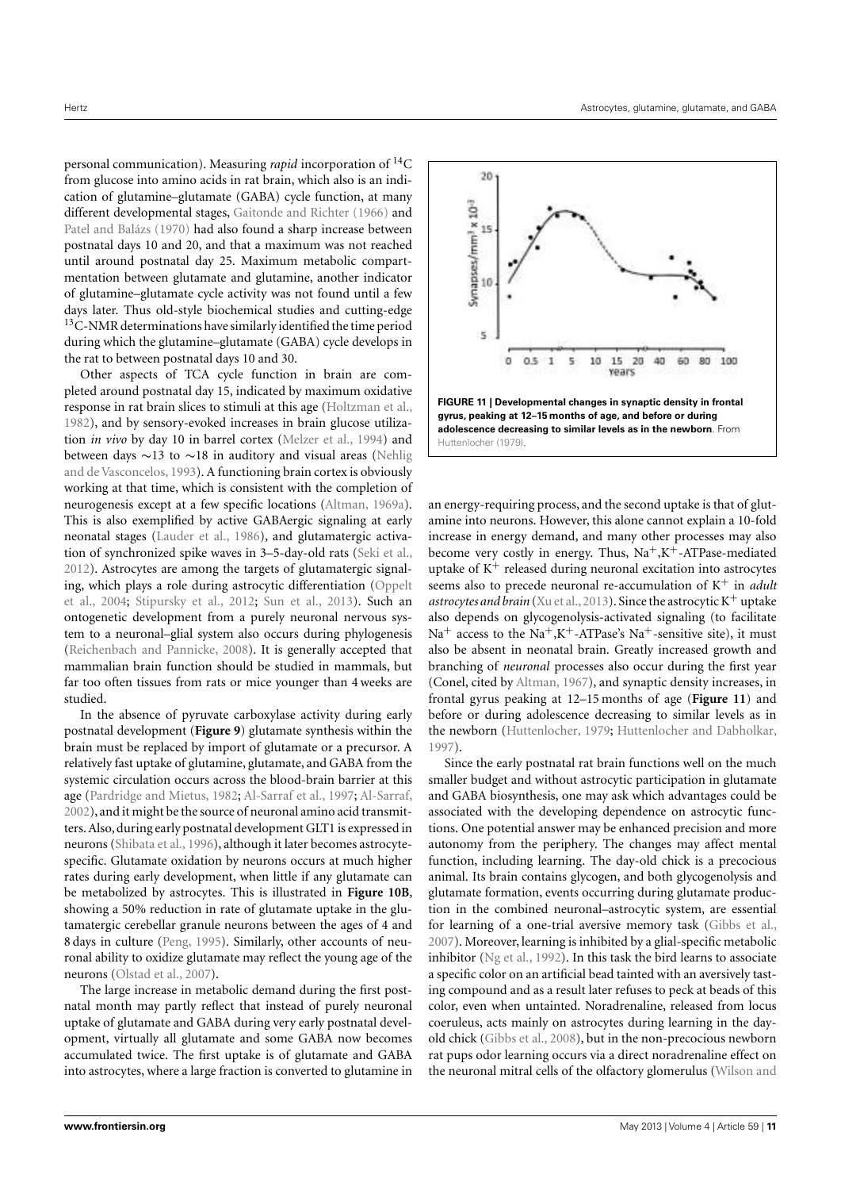personal communication). Measuring *rapid* incorporation of $^{14}C$ from glucose into amino acids in rat brain, which also is an indication of glutamine–glutamate (GABA) cycle function, at many different developmental stages, Gaitonde and Richter (1966) and Patel and Balázs (1970) had also found a sharp increase between postnatal days 10 and 20, and that a maximum was not reached until around postnatal day 25. Maximum metabolic compartmentation between glutamate and glutamine, another indicator of glutamine–glutamate cycle activity was not found until a few days later. Thus old-style biochemical studies and cutting-edge $^{13}C$-NMR determinations have similarly identified the time period during which the glutamine–glutamate (GABA) cycle develops in the rat to between postnatal days 10 and 30.

Other aspects of TCA cycle function in brain are completed around postnatal day 15, indicated by maximum oxidative response in rat brain slices to stimuli at this age (Holtzman et al., 1982), and by sensory-evoked increases in brain glucose utilization *in vivo* by day 10 in barrel cortex (Melzer et al., 1994) and between days ∼13 to ∼18 in auditory and visual areas (Nehlig and de Vasconcelos, 1993). A functioning brain cortex is obviously working at that time, which is consistent with the completion of neurogenesis except at a few specific locations (Altman, 1969a). This is also exemplified by active GABAergic signaling at early neonatal stages (Lauder et al., 1986), and glutamatergic activation of synchronized spike waves in 3–5-day-old rats (Seki et al., 2012). Astrocytes are among the targets of glutamatergic signaling, which plays a role during astrocytic differentiation (Oppelt et al., 2004; Stipursky et al., 2012; Sun et al., 2013). Such an ontogenetic development from a purely neuronal nervous system to a neuronal–glial system also occurs during phylogenesis (Reichenbach and Pannicke, 2008). It is generally accepted that mammalian brain function should be studied in mammals, but far too often tissues from rats or mice younger than 4 weeks are studied.

In the absence of pyruvate carboxylase activity during early postnatal development (**Figure 9**) glutamate synthesis within the brain must be replaced by import of glutamate or a precursor. A relatively fast uptake of glutamine, glutamate, and GABA from the systemic circulation occurs across the blood-brain barrier at this age (Pardridge and Mietus, 1982; Al-Sarraf et al., 1997; Al-Sarraf, 2002), and it might be the source of neuronal amino acid transmitters. Also, during early postnatal development GLT1 is expressed in neurons (Shibata et al., 1996), although it later becomes astrocyte-specific. Glutamate oxidation by neurons occurs at much higher rates during early development, when little if any glutamate can be metabolized by astrocytes. This is illustrated in **Figure 10B**, showing a 50% reduction in rate of glutamate uptake in the glutamatergic cerebellar granule neurons between the ages of 4 and 8 days in culture (Peng, 1995). Similarly, other accounts of neuronal ability to oxidize glutamate may reflect the young age of the neurons (Olstad et al., 2007).

The large increase in metabolic demand during the first postnatal month may partly reflect that instead of purely neuronal uptake of glutamate and GABA during very early postnatal development, virtually all glutamate and some GABA now becomes accumulated twice. The first uptake is of glutamate and GABA into astrocytes, where a large fraction is converted to glutamine in an energy-requiring process, and the second uptake is that of glutamine into neurons. However, this alone cannot explain a 10-fold increase in energy demand, and many other processes may also become very costly in energy. Thus, $Na^+,K^+$-ATPase-mediated uptake of $K^+$ released during neuronal excitation into astrocytes seems also to precede neuronal re-accumulation of $K^+$ in *adult astrocytes and brain* (Xu et al., 2013). Since the astrocytic $K^+$ uptake also depends on glycogenolysis-activated signaling (to facilitate $Na^+$ access to the $Na^+,K^+$-ATPase's $Na^+$-sensitive site), it must also be absent in neonatal brain. Greatly increased growth and branching of *neuronal* processes also occur during the first year (Conel, cited by Altman, 1967), and synaptic density increases, in frontal gyrus peaking at 12–15 months of age (**Figure 11**) and before or during adolescence decreasing to similar levels as in the newborn (Huttenlocher, 1979; Huttenlocher and Dabholkar, 1997).

**FIGURE 11 | Developmental changes in synaptic density in frontal gyrus, peaking at 12–15 months of age, and before or during adolescence decreasing to similar levels as in the newborn**. From Huttenlocher (1979).

Since the early postnatal rat brain functions well on the much smaller budget and without astrocytic participation in glutamate and GABA biosynthesis, one may ask which advantages could be associated with the developing dependence on astrocytic functions. One potential answer may be enhanced precision and more autonomy from the periphery. The changes may affect mental function, including learning. The day-old chick is a precocious animal. Its brain contains glycogen, and both glycogenolysis and glutamate formation, events occurring during glutamate production in the combined neuronal–astrocytic system, are essential for learning of a one-trial aversive memory task (Gibbs et al., 2007). Moreover, learning is inhibited by a glial-specific metabolic inhibitor (Ng et al., 1992). In this task the bird learns to associate a specific color on an artificial bead tainted with an aversively tasting compound and as a result later refuses to peck at beads of this color, even when untainted. Noradrenaline, released from locus coeruleus, acts mainly on astrocytes during learning in the day-old chick (Gibbs et al., 2008), but in the non-precocious newborn rat pups odor learning occurs via a direct noradrenaline effect on the neuronal mitral cells of the olfactory glomerulus (Wilson and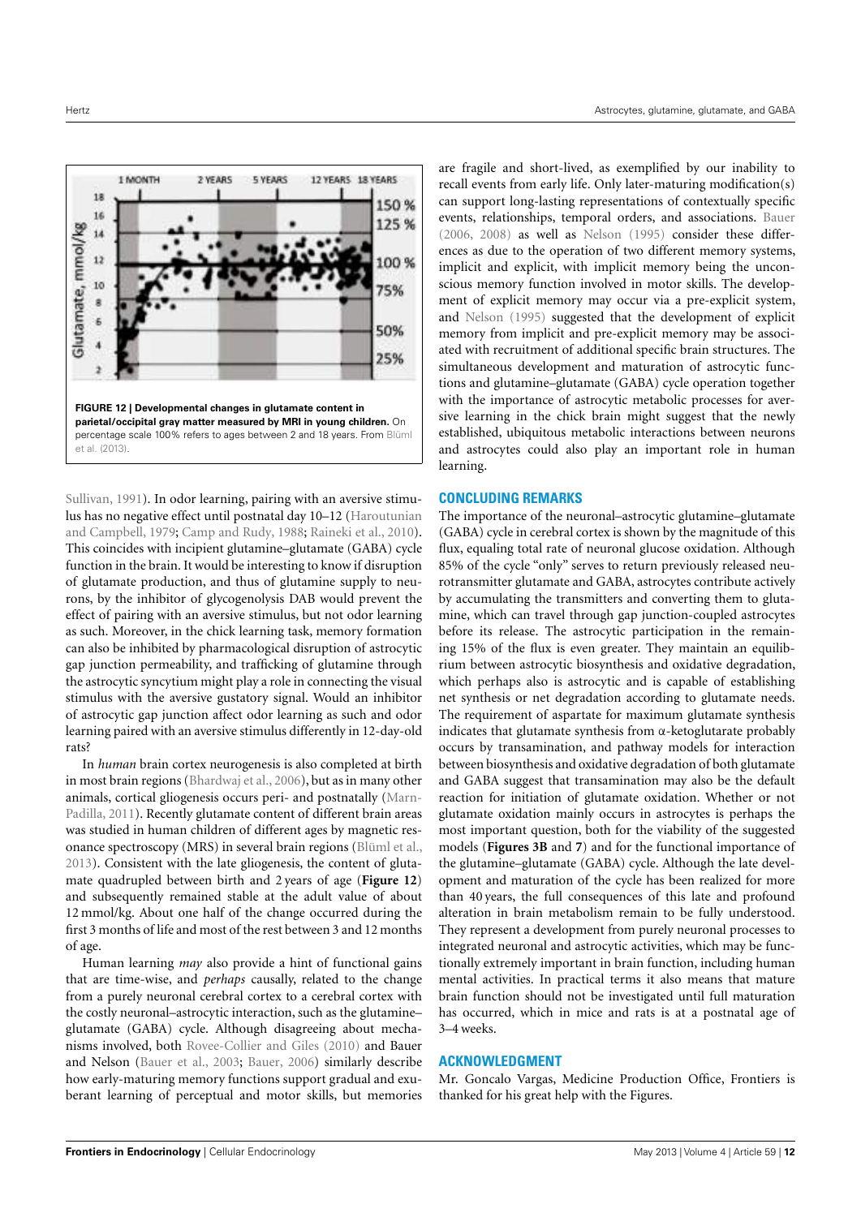1 MONTH
2 YEARS
5 YEARS
12 YEARS
18 YEARS
Glutamate, mmol/kg
18
16
14
12
10
8
6
4
2
150 %
125 %
100 %
75%
50%
25%

**FIGURE 12 | Developmental changes in glutamate content in parietal/occipital gray matter measured by MRI in young children.** On percentage scale 100% refers to ages between 2 and 18 years. From Blüml et al. (2013).

Sullivan, 1991). In odor learning, pairing with an aversive stimulus has no negative effect until postnatal day 10–12 (Haroutunian and Campbell, 1979; Camp and Rudy, 1988; Raineki et al., 2010). This coincides with incipient glutamine–glutamate (GABA) cycle function in the brain. It would be interesting to know if disruption of glutamate production, and thus of glutamine supply to neurons, by the inhibitor of glycogenolysis DAB would prevent the effect of pairing with an aversive stimulus, but not odor learning as such. Moreover, in the chick learning task, memory formation can also be inhibited by pharmacological disruption of astrocytic gap junction permeability, and trafficking of glutamine through the astrocytic syncytium might play a role in connecting the visual stimulus with the aversive gustatory signal. Would an inhibitor of astrocytic gap junction affect odor learning as such and odor learning paired with an aversive stimulus differently in 12-day-old rats?

In *human* brain cortex neurogenesis is also completed at birth in most brain regions (Bhardwaj et al., 2006), but as in many other animals, cortical gliogenesis occurs peri- and postnatally (Marn-Padilla, 2011). Recently glutamate content of different brain areas was studied in human children of different ages by magnetic resonance spectroscopy (MRS) in several brain regions (Blüml et al., 2013). Consistent with the late gliogenesis, the content of glutamate quadrupled between birth and 2 years of age (**Figure 12**) and subsequently remained stable at the adult value of about 12 mmol/kg. About one half of the change occurred during the first 3 months of life and most of the rest between 3 and 12 months of age.

Human learning *may* also provide a hint of functional gains that are time-wise, and *perhaps* causally, related to the change from a purely neuronal cerebral cortex to a cerebral cortex with the costly neuronal–astrocytic interaction, such as the glutamine–glutamate (GABA) cycle. Although disagreeing about mechanisms involved, both Rovee-Collier and Giles (2010) and Bauer and Nelson (Bauer et al., 2003; Bauer, 2006) similarly describe how early-maturing memory functions support gradual and exuberant learning of perceptual and motor skills, but memories are fragile and short-lived, as exemplified by our inability to recall events from early life. Only later-maturing modification(s) can support long-lasting representations of contextually specific events, relationships, temporal orders, and associations. Bauer (2006, 2008) as well as Nelson (1995) consider these differences as due to the operation of two different memory systems, implicit and explicit, with implicit memory being the unconscious memory function involved in motor skills. The development of explicit memory may occur via a pre-explicit system, and Nelson (1995) suggested that the development of explicit memory from implicit and pre-explicit memory may be associated with recruitment of additional specific brain structures. The simultaneous development and maturation of astrocytic functions and glutamine–glutamate (GABA) cycle operation together with the importance of astrocytic metabolic processes for aversive learning in the chick brain might suggest that the newly established, ubiquitous metabolic interactions between neurons and astrocytes could also play an important role in human learning.

## CONCLUDING REMARKS

The importance of the neuronal–astrocytic glutamine–glutamate (GABA) cycle in cerebral cortex is shown by the magnitude of this flux, equaling total rate of neuronal glucose oxidation. Although 85% of the cycle "only" serves to return previously released neurotransmitter glutamate and GABA, astrocytes contribute actively by accumulating the transmitters and converting them to glutamine, which can travel through gap junction-coupled astrocytes before its release. The astrocytic participation in the remaining 15% of the flux is even greater. They maintain an equilibrium between astrocytic biosynthesis and oxidative degradation, which perhaps also is astrocytic and is capable of establishing net synthesis or net degradation according to glutamate needs. The requirement of aspartate for maximum glutamate synthesis indicates that glutamate synthesis from α-ketoglutarate probably occurs by transamination, and pathway models for interaction between biosynthesis and oxidative degradation of both glutamate and GABA suggest that transamination may also be the default reaction for initiation of glutamate oxidation. Whether or not glutamate oxidation mainly occurs in astrocytes is perhaps the most important question, both for the viability of the suggested models (**Figures 3B** and **7**) and for the functional importance of the glutamine–glutamate (GABA) cycle. Although the late development and maturation of the cycle has been realized for more than 40 years, the full consequences of this late and profound alteration in brain metabolism remain to be fully understood. They represent a development from purely neuronal processes to integrated neuronal and astrocytic activities, which may be functionally extremely important in brain function, including human mental activities. In practical terms it also means that mature brain function should not be investigated until full maturation has occurred, which in mice and rats is at a postnatal age of 3–4 weeks.

## ACKNOWLEDGMENT

Mr. Goncalo Vargas, Medicine Production Office, Frontiers is thanked for his great help with the Figures.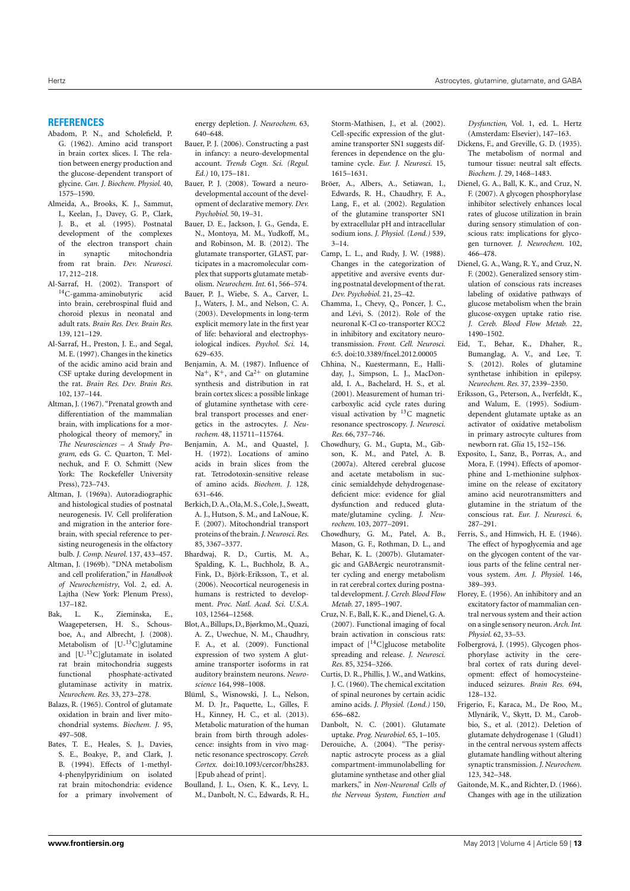## REFERENCES

Abadom, P. N., and Scholefield, P. G. (1962). Amino acid transport in brain cortex slices. I. The relation between energy production and the glucose-dependent transport of glycine. *Can. J. Biochem. Physiol.* 40, 1575–1590.

Almeida, A., Brooks, K. J., Sammut, I., Keelan, J., Davey, G. P., Clark, J. B., et al. (1995). Postnatal development of the complexes of the electron transport chain in synaptic mitochondria from rat brain. *Dev. Neurosci.* 17, 212–218.

Al-Sarraf, H. (2002). Transport of $^{14}$C-gamma-aminobutyric acid into brain, cerebrospinal fluid and choroid plexus in neonatal and adult rats. *Brain Res. Dev. Brain Res.* 139, 121–129.

Al-Sarraf, H., Preston, J. E., and Segal, M. E. (1997). Changes in the kinetics of the acidic amino acid brain and CSF uptake during development in the rat. *Brain Res. Dev. Brain Res.* 102, 137–144.

Altman, J. (1967). "Prenatal growth and differentiation of the mammalian brain, with implications for a morphological theory of memory," in *The Neurosciences – A Study Program*, eds G. C. Quarton, T. Melnechuk, and F. O. Schmitt (New York: The Rockefeller University Press), 723–743.

Altman, J. (1969a). Autoradiographic and histological studies of postnatal neurogenesis. IV. Cell proliferation and migration in the anterior forebrain, with special reference to persisting neurogenesis in the olfactory bulb. *J. Comp. Neurol.* 137, 433–457.

Altman, J. (1969b). "DNA metabolism and cell proliferation," in *Handbook of Neurochemistry*, Vol. 2, ed. A. Lajtha (New York: Plenum Press), 137–182.

Bak, L. K., Zieminska, E., Waagepetersen, H. S., Schousboe, A., and Albrecht, J. (2008). Metabolism of [U-$^{13}$C]glutamine and [U-$^{13}$C]glutamate in isolated rat brain mitochondria suggests functional phosphate-activated glutaminase activity in matrix. *Neurochem. Res.* 33, 273–278.

Balazs, R. (1965). Control of glutamate oxidation in brain and liver mitochondrial systems. *Biochem. J.* 95, 497–508.

Bates, T. E., Heales, S. J., Davies, S. E., Boakye, P., and Clark, J. B. (1994). Effects of 1-methyl-4-phenylpyridinium on isolated rat brain mitochondria: evidence for a primary involvement of energy depletion. *J. Neurochem.* 63, 640–648.

Bauer, P. J. (2006). Constructing a past in infancy: a neuro-developmental account. *Trends Cogn. Sci. (Regul. Ed.)* 10, 175–181.

Bauer, P. J. (2008). Toward a neuro-developmental account of the development of declarative memory. *Dev. Psychobiol.* 50, 19–31.

Bauer, D. E., Jackson, J. G., Genda, E. N., Montoya, M. M., Yudkoff, M., and Robinson, M. B. (2012). The glutamate transporter, GLAST, participates in a macromolecular complex that supports glutamate metabolism. *Neurochem. Int.* 61, 566–574.

Bauer, P. J., Wiebe, S. A., Carver, L. J., Waters, J. M., and Nelson, C. A. (2003). Developments in long-term explicit memory late in the first year of life: behavioral and electrophysiological indices. *Psychol. Sci.* 14, 629–635.

Benjamin, A. M. (1987). Influence of $Na^+$, $K^+$, and $Ca^{2+}$ on glutamine synthesis and distribution in rat brain cortex slices: a possible linkage of glutamine synthetase with cerebral transport processes and energetics in the astrocytes. *J. Neurochem.* 48, 115711–115764.

Benjamin, A. M., and Quastel, J. H. (1972). Locations of amino acids in brain slices from the rat. Tetrodotoxin-sensitive release of amino acids. *Biochem. J.* 128, 631–646.

Berkich, D. A., Ola, M. S., Cole, J., Sweatt, A. J., Hutson, S. M., and LaNoue, K. F. (2007). Mitochondrial transport proteins of the brain. *J. Neurosci. Res.* 85, 3367–3377.

Bhardwaj, R. D., Curtis, M. A., Spalding, K. L., Buchholz, B. A., Fink, D., Björk-Eriksson, T., et al. (2006). Neocortical neurogenesis in humans is restricted to development. *Proc. Natl. Acad. Sci. U.S.A.* 103, 12564–12568.

Blot, A., Billups, D., Bjørkmo, M., Quazi, A. Z., Uwechue, N. M., Chaudhry, F. A., et al. (2009). Functional expression of two system A glutamine transporter isoforms in rat auditory brainstem neurons. *Neuroscience* 164, 998–1008.

Blüml, S., Wisnowski, J. L., Nelson, M. D. Jr., Paquette, L., Gilles, F. H., Kinney, H. C., et al. (2013). Metabolic maturation of the human brain from birth through adolescence: insights from in vivo magnetic resonance spectroscopy. *Cereb. Cortex.* doi:10.1093/cercor/bhs283. [Epub ahead of print].

Boulland, J. L., Osen, K. K., Levy, L. M., Danbolt, N. C., Edwards, R. H., Storm-Mathisen, J., et al. (2002). Cell-specific expression of the glutamine transporter SN1 suggests differences in dependence on the glutamine cycle. *Eur. J. Neurosci.* 15, 1615–1631.

Bröer, A., Albers, A., Setiawan, I., Edwards, R. H., Chaudhry, F. A., Lang, F., et al. (2002). Regulation of the glutamine transporter SN1 by extracellular pH and intracellular sodium ions. *J. Physiol. (Lond.)* 539, 3–14.

Camp, L. L., and Rudy, J. W. (1988). Changes in the categorization of appetitive and aversive events during postnatal development of the rat. *Dev. Psychobiol.* 21, 25–42.

Chamma, I., Chevy, Q., Poncer, J. C., and Lévi, S. (2012). Role of the neuronal K-Cl co-transporter KCC2 in inhibitory and excitatory neurotransmission. *Front. Cell. Neurosci.* 6:5. doi:10.3389/fncel.2012.00005

Chhina, N., Kuestermann, E., Halliday, J., Simpson, L. J., MacDonald, I. A., Bachelard, H. S., et al. (2001). Measurement of human tricarboxylic acid cycle rates during visual activation by $^{13}$C magnetic resonance spectroscopy. *J. Neurosci. Res.* 66, 737–746.

Chowdhury, G. M., Gupta, M., Gibson, K. M., and Patel, A. B. (2007a). Altered cerebral glucose and acetate metabolism in succinic semialdehyde dehydrogenase-deficient mice: evidence for glial dysfunction and reduced glutamate/glutamine cycling. *J. Neurochem.* 103, 2077–2091.

Chowdhury, G. M., Patel, A. B., Mason, G. F., Rothman, D. L., and Behar, K. L. (2007b). Glutamatergic and GABAergic neurotransmitter cycling and energy metabolism in rat cerebral cortex during postnatal development. *J. Cereb. Blood Flow Metab.* 27, 1895–1907.

Cruz, N. F., Ball, K. K., and Dienel, G. A. (2007). Functional imaging of focal brain activation in conscious rats: impact of [$^{14}$C]glucose metabolite spreading and release. *J. Neurosci. Res.* 85, 3254–3266.

Curtis, D. R., Phillis, J. W., and Watkins, J. C. (1960). The chemical excitation of spinal neurones by certain acidic amino acids. *J. Physiol. (Lond.)* 150, 656–682.

Danbolt, N. C. (2001). Glutamate uptake. *Prog. Neurobiol.* 65, 1–105.

Derouiche, A. (2004). "The perisynaptic astrocyte process as a glial compartment-immunolabelling for glutamine synthetase and other glial markers," in *Non-Neuronal Cells of the Nervous System, Function and Dysfunction*, Vol. 1, ed. L. Hertz (Amsterdam: Elsevier), 147–163.

Dickens, F., and Greville, G. D. (1935). The metabolism of normal and tumour tissue: neutral salt effects. *Biochem. J.* 29, 1468–1483.

Dienel, G. A., Ball, K. K., and Cruz, N. F. (2007). A glycogen phosphorylase inhibitor selectively enhances local rates of glucose utilization in brain during sensory stimulation of conscious rats: implications for glycogen turnover. *J. Neurochem.* 102, 466–478.

Dienel, G. A., Wang, R. Y., and Cruz, N. F. (2002). Generalized sensory stimulation of conscious rats increases labeling of oxidative pathways of glucose metabolism when the brain glucose-oxygen uptake ratio rise. *J. Cereb. Blood Flow Metab.* 22, 1490–1502.

Eid, T., Behar, K., Dhaher, R., Bumanglag, A. V., and Lee, T. S. (2012). Roles of glutamine synthetase inhibition in epilepsy. *Neurochem. Res.* 37, 2339–2350.

Eriksson, G., Peterson, A., Iverfeldt, K., and Walum, E. (1995). Sodium-dependent glutamate uptake as an activator of oxidative metabolism in primary astrocyte cultures from newborn rat. *Glia* 15, 152–156.

Exposito, I., Sanz, B., Porras, A., and Mora, F. (1994). Effects of apomorphine and L-methionine sulphoximine on the release of excitatory amino acid neurotransmitters and glutamine in the striatum of the conscious rat. *Eur. J. Neurosci.* 6, 287–291.

Ferris, S., and Himwich, H. E. (1946). The effect of hypoglycemia and age on the glycogen content of the various parts of the feline central nervous system. *Am. J. Physiol.* 146, 389–393.

Florey, E. (1956). An inhibitory and an excitatory factor of mammalian central nervous system and their action on a single sensory neuron. *Arch. Int. Physiol.* 62, 33–53.

Folbergrová, J. (1995). Glycogen phosphorylase activity in the cerebral cortex of rats during development: effect of homocysteine-induced seizures. *Brain Res.* 694, 128–132.

Frigerio, F., Karaca, M., De Roo, M., Mlynárik, V., Skytt, D. M., Carobbio, S., et al. (2012). Deletion of glutamate dehydrogenase 1 (Glud1) in the central nervous system affects glutamate handling without altering synaptic transmission. *J. Neurochem.* 123, 342–348.

Gaitonde, M. K., and Richter, D. (1966). Changes with age in the utilization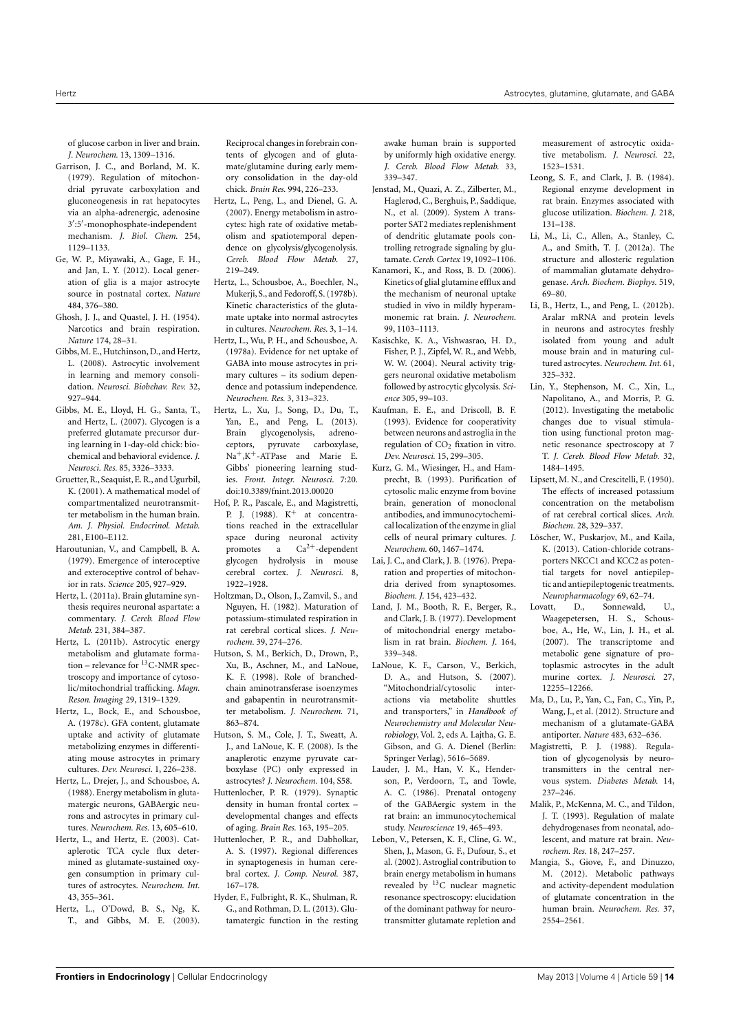of glucose carbon in liver and brain. *J. Neurochem.* 13, 1309–1316.

Garrison, J. C., and Borland, M. K. (1979). Regulation of mitochondrial pyruvate carboxylation and gluconeogenesis in rat hepatocytes via an alpha-adrenergic, adenosine 3′:5′-monophosphate-independent mechanism. *J. Biol. Chem.* 254, 1129–1133.

Ge, W. P., Miyawaki, A., Gage, F. H., and Jan, L. Y. (2012). Local generation of glia is a major astrocyte source in postnatal cortex. *Nature* 484, 376–380.

Ghosh, J. J., and Quastel, J. H. (1954). Narcotics and brain respiration. *Nature* 174, 28–31.

Gibbs, M. E., Hutchinson, D., and Hertz, L. (2008). Astrocytic involvement in learning and memory consolidation. *Neurosci. Biobehav. Rev.* 32, 927–944.

Gibbs, M. E., Lloyd, H. G., Santa, T., and Hertz, L. (2007). Glycogen is a preferred glutamate precursor during learning in 1-day-old chick: biochemical and behavioral evidence. *J. Neurosci. Res.* 85, 3326–3333.

Gruetter, R., Seaquist, E. R., and Ugurbil, K. (2001). A mathematical model of compartmentalized neurotransmitter metabolism in the human brain. *Am. J. Physiol. Endocrinol. Metab.* 281, E100–E112.

Haroutunian, V., and Campbell, B. A. (1979). Emergence of interoceptive and exteroceptive control of behavior in rats. *Science* 205, 927–929.

Hertz, L. (2011a). Brain glutamine synthesis requires neuronal aspartate: a commentary. *J. Cereb. Blood Flow Metab.* 231, 384–387.

Hertz, L. (2011b). Astrocytic energy metabolism and glutamate formation – relevance for $^{13}$C-NMR spectroscopy and importance of cytosolic/mitochondrial trafficking. *Magn. Reson. Imaging* 29, 1319–1329.

Hertz, L., Bock, E., and Schousboe, A. (1978c). GFA content, glutamate uptake and activity of glutamate metabolizing enzymes in differentiating mouse astrocytes in primary cultures. *Dev. Neurosci.* 1, 226–238.

Hertz, L., Drejer, J., and Schousboe, A. (1988). Energy metabolism in glutamatergic neurons, GABAergic neurons and astrocytes in primary cultures. *Neurochem. Res.* 13, 605–610.

Hertz, L., and Hertz, E. (2003). Cataplerotic TCA cycle flux determined as glutamate-sustained oxygen consumption in primary cultures of astrocytes. *Neurochem. Int.* 43, 355–361.

Hertz, L., O'Dowd, B. S., Ng, K. T., and Gibbs, M. E. (2003). Reciprocal changes in forebrain contents of glycogen and of glutamate/glutamine during early memory consolidation in the day-old chick. *Brain Res.* 994, 226–233.

Hertz, L., Peng, L., and Dienel, G. A. (2007). Energy metabolism in astrocytes: high rate of oxidative metabolism and spatiotemporal dependence on glycolysis/glycogenolysis. *Cereb. Blood Flow Metab.* 27, 219–249.

Hertz, L., Schousboe, A., Boechler, N., Mukerji, S., and Fedoroff, S. (1978b). Kinetic characteristics of the glutamate uptake into normal astrocytes in cultures. *Neurochem. Res.* 3, 1–14.

Hertz, L., Wu, P. H., and Schousboe, A. (1978a). Evidence for net uptake of GABA into mouse astrocytes in primary cultures – its sodium dependence and potassium independence. *Neurochem. Res.* 3, 313–323.

Hertz, L., Xu, J., Song, D., Du, T., Yan, E., and Peng, L. (2013). Brain glycogenolysis, adrenoceptors, pyruvate carboxylase, $Na^+$,$K^+$-ATPase and Marie E. Gibbs' pioneering learning studies. *Front. Integr. Neurosci.* 7:20. doi:10.3389/fnint.2013.00020

Hof, P. R., Pascale, E., and Magistretti, P. J. (1988). $K^+$ at concentrations reached in the extracellular space during neuronal activity promotes a $Ca^{2+}$-dependent glycogen hydrolysis in mouse cerebral cortex. *J. Neurosci.* 8, 1922–1928.

Holtzman, D., Olson, J., Zamvil, S., and Nguyen, H. (1982). Maturation of potassium-stimulated respiration in rat cerebral cortical slices. *J. Neurochem.* 39, 274–276.

Hutson, S. M., Berkich, D., Drown, P., Xu, B., Aschner, M., and LaNoue, K. F. (1998). Role of branched-chain aminotransferase isoenzymes and gabapentin in neurotransmitter metabolism. *J. Neurochem.* 71, 863–874.

Hutson, S. M., Cole, J. T., Sweatt, A. J., and LaNoue, K. F. (2008). Is the anaplerotic enzyme pyruvate carboxylase (PC) only expressed in astrocytes? *J. Neurochem.* 104, S58.

Huttenlocher, P. R. (1979). Synaptic density in human frontal cortex – developmental changes and effects of aging. *Brain Res.* 163, 195–205.

Huttenlocher, P. R., and Dabholkar, A. S. (1997). Regional differences in synaptogenesis in human cerebral cortex. *J. Comp. Neurol.* 387, 167–178.

Hyder, F., Fulbright, R. K., Shulman, R. G., and Rothman, D. L. (2013). Glutamatergic function in the resting awake human brain is supported by uniformly high oxidative energy. *J. Cereb. Blood Flow Metab.* 33, 339–347.

Jenstad, M., Quazi, A. Z., Zilberter, M., Haglerød, C., Berghuis, P., Saddique, N., et al. (2009). System A transporter SAT2 mediates replenishment of dendritic glutamate pools controlling retrograde signaling by glutamate. *Cereb. Cortex* 19, 1092–1106.

Kanamori, K., and Ross, B. D. (2006). Kinetics of glial glutamine efflux and the mechanism of neuronal uptake studied in vivo in mildly hyperammonemic rat brain. *J. Neurochem.* 99, 1103–1113.

Kasischke, K. A., Vishwasrao, H. D., Fisher, P. J., Zipfel, W. R., and Webb, W. W. (2004). Neural activity triggers neuronal oxidative metabolism followed by astrocytic glycolysis. *Science* 305, 99–103.

Kaufman, E. E., and Driscoll, B. F. (1993). Evidence for cooperativity between neurons and astroglia in the regulation of $CO_2$ fixation in vitro. *Dev. Neurosci.* 15, 299–305.

Kurz, G. M., Wiesinger, H., and Hamprecht, B. (1993). Purification of cytosolic malic enzyme from bovine brain, generation of monoclonal antibodies, and immunocytochemical localization of the enzyme in glial cells of neural primary cultures. *J. Neurochem.* 60, 1467–1474.

Lai, J. C., and Clark, J. B. (1976). Preparation and properties of mitochondria derived from synaptosomes. *Biochem. J.* 154, 423–432.

Land, J. M., Booth, R. F., Berger, R., and Clark, J. B. (1977). Development of mitochondrial energy metabolism in rat brain. *Biochem. J.* 164, 339–348.

LaNoue, K. F., Carson, V., Berkich, D. A., and Hutson, S. (2007). "Mitochondrial/cytosolic interactions via metabolite shuttles and transporters," in *Handbook of Neurochemistry and Molecular Neurobiology*, Vol. 2, eds A. Lajtha, G. E. Gibson, and G. A. Dienel (Berlin: Springer Verlag), 5616–5689.

Lauder, J. M., Han, V. K., Henderson, P., Verdoorn, T., and Towle, A. C. (1986). Prenatal ontogeny of the GABAergic system in the rat brain: an immunocytochemical study. *Neuroscience* 19, 465–493.

Lebon, V., Petersen, K. F., Cline, G. W., Shen, J., Mason, G. F., Dufour, S., et al. (2002). Astroglial contribution to brain energy metabolism in humans revealed by $^{13}$C nuclear magnetic resonance spectroscopy: elucidation of the dominant pathway for neurotransmitter glutamate repletion and measurement of astrocytic oxidative metabolism. *J. Neurosci.* 22, 1523–1531.

Leong, S. F., and Clark, J. B. (1984). Regional enzyme development in rat brain. Enzymes associated with glucose utilization. *Biochem. J.* 218, 131–138.

Li, M., Li, C., Allen, A., Stanley, C. A., and Smith, T. J. (2012a). The structure and allosteric regulation of mammalian glutamate dehydrogenase. *Arch. Biochem. Biophys.* 519, 69–80.

Li, B., Hertz, L., and Peng, L. (2012b). Aralar mRNA and protein levels in neurons and astrocytes freshly isolated from young and adult mouse brain and in maturing cultured astrocytes. *Neurochem. Int.* 61, 325–332.

Lin, Y., Stephenson, M. C., Xin, L., Napolitano, A., and Morris, P. G. (2012). Investigating the metabolic changes due to visual stimulation using functional proton magnetic resonance spectroscopy at 7 T. *J. Cereb. Blood Flow Metab.* 32, 1484–1495.

Lipsett, M. N., and Crescitelli, F. (1950). The effects of increased potassium concentration on the metabolism of rat cerebral cortical slices. *Arch. Biochem.* 28, 329–337.

Löscher, W., Puskarjov, M., and Kaila, K. (2013). Cation-chloride cotransporters NKCC1 and KCC2 as potential targets for novel antiepileptic and antiepileptogenic treatments. *Neuropharmacology* 69, 62–74.

Lovatt, D., Sonnewald, U., Waagepetersen, H. S., Schousboe, A., He, W., Lin, J. H., et al. (2007). The transcriptome and metabolic gene signature of protoplasmic astrocytes in the adult murine cortex. *J. Neurosci.* 27, 12255–12266.

Ma, D., Lu, P., Yan, C., Fan, C., Yin, P., Wang, J., et al. (2012). Structure and mechanism of a glutamate-GABA antiporter. *Nature* 483, 632–636.

Magistretti, P. J. (1988). Regulation of glycogenolysis by neurotransmitters in the central nervous system. *Diabetes Metab.* 14, 237–246.

Malik, P., McKenna, M. C., and Tildon, J. T. (1993). Regulation of malate dehydrogenases from neonatal, adolescent, and mature rat brain. *Neurochem. Res.* 18, 247–257.

Mangia, S., Giove, F., and Dinuzzo, M. (2012). Metabolic pathways and activity-dependent modulation of glutamate concentration in the human brain. *Neurochem. Res.* 37, 2554–2561.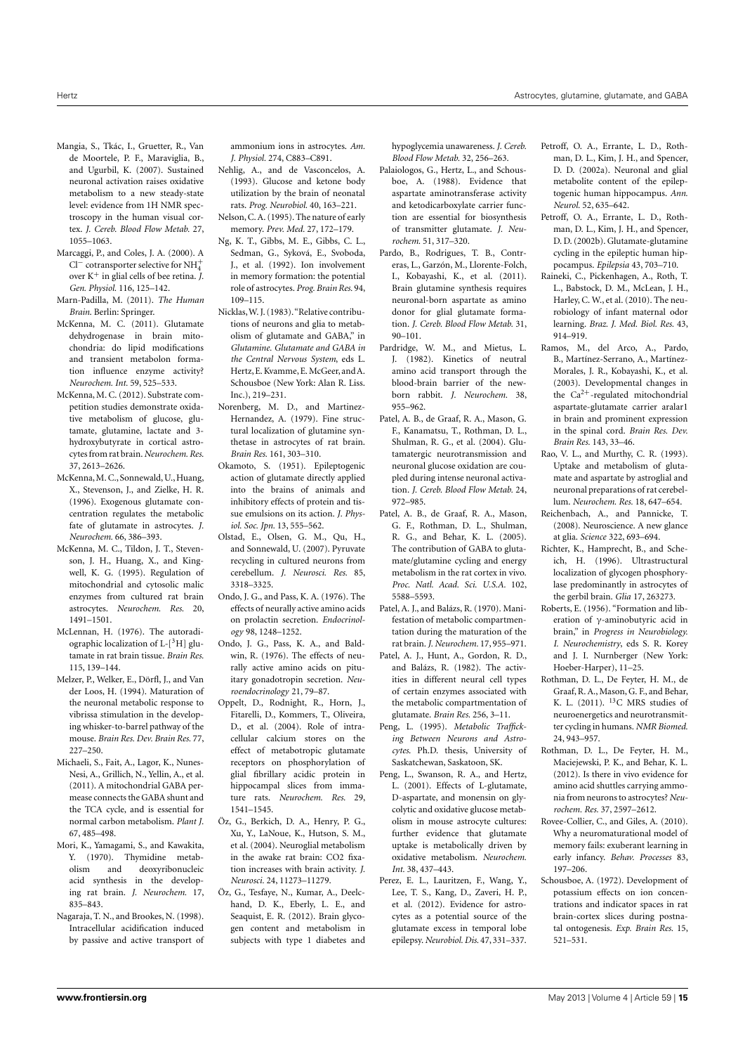Mangia, S., Tkác, I., Gruetter, R., Van de Moortele, P. F., Maraviglia, B., and Ugurbil, K. (2007). Sustained neuronal activation raises oxidative metabolism to a new steady-state level: evidence from 1H NMR spectroscopy in the human visual cortex. *J. Cereb. Blood Flow Metab.* 27, 1055–1063.

Marcaggi, P., and Coles, J. A. (2000). A $Cl^-$ cotransporter selective for $NH_4^+$ over $K^+$ in glial cells of bee retina. *J. Gen. Physiol.* 116, 125–142.

Marn-Padilla, M. (2011). *The Human Brain.* Berlin: Springer.

McKenna, M. C. (2011). Glutamate dehydrogenase in brain mitochondria: do lipid modifications and transient metabolon formation influence enzyme activity? *Neurochem. Int.* 59, 525–533.

McKenna, M. C. (2012). Substrate competition studies demonstrate oxidative metabolism of glucose, glutamate, glutamine, lactate and 3-hydroxybutyrate in cortical astrocytes from rat brain. *Neurochem. Res.* 37, 2613–2626.

McKenna, M. C., Sonnewald, U., Huang, X., Stevenson, J., and Zielke, H. R. (1996). Exogenous glutamate concentration regulates the metabolic fate of glutamate in astrocytes. *J. Neurochem.* 66, 386–393.

McKenna, M. C., Tildon, J. T., Stevenson, J. H., Huang, X., and Kingwell, K. G. (1995). Regulation of mitochondrial and cytosolic malic enzymes from cultured rat brain astrocytes. *Neurochem. Res.* 20, 1491–1501.

McLennan, H. (1976). The autoradiographic localization of L-[$^3$H] glutamate in rat brain tissue. *Brain Res.* 115, 139–144.

Melzer, P., Welker, E., Dörfl, J., and Van der Loos, H. (1994). Maturation of the neuronal metabolic response to vibrissa stimulation in the developing whisker-to-barrel pathway of the mouse. *Brain Res. Dev. Brain Res.* 77, 227–250.

Michaeli, S., Fait, A., Lagor, K., Nunes-Nesi, A., Grillich, N., Yellin, A., et al. (2011). A mitochondrial GABA permease connects the GABA shunt and the TCA cycle, and is essential for normal carbon metabolism. *Plant J.* 67, 485–498.

Mori, K., Yamagami, S., and Kawakita, Y. (1970). Thymidine metabolism and deoxyribonucleic acid synthesis in the developing rat brain. *J. Neurochem.* 17, 835–843.

Nagaraja, T. N., and Brookes, N. (1998). Intracellular acidification induced by passive and active transport of ammonium ions in astrocytes. *Am. J. Physiol.* 274, C883–C891.

Nehlig, A., and de Vasconcelos, A. (1993). Glucose and ketone body utilization by the brain of neonatal rats. *Prog. Neurobiol.* 40, 163–221.

Nelson, C. A. (1995). The nature of early memory. *Prev. Med.* 27, 172–179.

Ng, K. T., Gibbs, M. E., Gibbs, C. L., Sedman, G., Syková, E., Svoboda, J., et al. (1992). Ion involvement in memory formation: the potential role of astrocytes. *Prog. Brain Res.* 94, 109–115.

Nicklas, W. J. (1983). "Relative contributions of neurons and glia to metabolism of glutamate and GABA," in *Glutamine. Glutamate and GABA in the Central Nervous System*, eds L. Hertz, E. Kvamme, E. McGeer, and A. Schousboe (New York: Alan R. Liss. Inc.), 219–231.

Norenberg, M. D., and Martinez-Hernandez, A. (1979). Fine structural localization of glutamine synthetase in astrocytes of rat brain. *Brain Res.* 161, 303–310.

Okamoto, S. (1951). Epileptogenic action of glutamate directly applied into the brains of animals and inhibitory effects of protein and tissue emulsions on its action. *J. Physiol. Soc. Jpn.* 13, 555–562.

Olstad, E., Olsen, G. M., Qu, H., and Sonnewald, U. (2007). Pyruvate recycling in cultured neurons from cerebellum. *J. Neurosci. Res.* 85, 3318–3325.

Ondo, J. G., and Pass, K. A. (1976). The effects of neurally active amino acids on prolactin secretion. *Endocrinology* 98, 1248–1252.

Ondo, J. G., Pass, K. A., and Baldwin, R. (1976). The effects of neurally active amino acids on pituitary gonadotropin secretion. *Neuroendocrinology* 21, 79–87.

Oppelt, D., Rodnight, R., Horn, J., Fitarelli, D., Kommers, T., Oliveira, D., et al. (2004). Role of intracellular calcium stores on the effect of metabotropic glutamate receptors on phosphorylation of glial fibrillary acidic protein in hippocampal slices from immature rats. *Neurochem. Res.* 29, 1541–1545.

Öz, G., Berkich, D. A., Henry, P. G., Xu, Y., LaNoue, K., Hutson, S. M., et al. (2004). Neuroglial metabolism in the awake rat brain: CO2 fixation increases with brain activity. *J. Neurosci.* 24, 11273–11279.

Öz, G., Tesfaye, N., Kumar, A., Deelchand, D. K., Eberly, L. E., and Seaquist, E. R. (2012). Brain glycogen content and metabolism in subjects with type 1 diabetes and hypoglycemia unawareness. *J. Cereb. Blood Flow Metab.* 32, 256–263.

Palaiologos, G., Hertz, L., and Schousboe, A. (1988). Evidence that aspartate aminotransferase activity and ketodicarboxylate carrier function are essential for biosynthesis of transmitter glutamate. *J. Neurochem.* 51, 317–320.

Pardo, B., Rodrigues, T. B., Contreras, L., Garzón, M., Llorente-Folch, I., Kobayashi, K., et al. (2011). Brain glutamine synthesis requires neuronal-born aspartate as amino donor for glial glutamate formation. *J. Cereb. Blood Flow Metab.* 31, 90–101.

Pardridge, W. M., and Mietus, L. J. (1982). Kinetics of neutral amino acid transport through the blood-brain barrier of the newborn rabbit. *J. Neurochem.* 38, 955–962.

Patel, A. B., de Graaf, R. A., Mason, G. F., Kanamatsu, T., Rothman, D. L., Shulman, R. G., et al. (2004). Glutamatergic neurotransmission and neuronal glucose oxidation are coupled during intense neuronal activation. *J. Cereb. Blood Flow Metab.* 24, 972–985.

Patel, A. B., de Graaf, R. A., Mason, G. F., Rothman, D. L., Shulman, R. G., and Behar, K. L. (2005). The contribution of GABA to glutamate/glutamine cycling and energy metabolism in the rat cortex in vivo. *Proc. Natl. Acad. Sci. U.S.A.* 102, 5588–5593.

Patel, A. J., and Balázs, R. (1970). Manifestation of metabolic compartmentation during the maturation of the rat brain. *J. Neurochem.* 17, 955–971.

Patel, A. J., Hunt, A., Gordon, R. D., and Balázs, R. (1982). The activities in different neural cell types of certain enzymes associated with the metabolic compartmentation of glutamate. *Brain Res.* 256, 3–11.

Peng, L. (1995). *Metabolic Trafficking Between Neurons and Astrocytes.* Ph.D. thesis, University of Saskatchewan, Saskatoon, SK.

Peng, L., Swanson, R. A., and Hertz, L. (2001). Effects of L-glutamate, D-aspartate, and monensin on glycolytic and oxidative glucose metabolism in mouse astrocyte cultures: further evidence that glutamate uptake is metabolically driven by oxidative metabolism. *Neurochem. Int.* 38, 437–443.

Perez, E. L., Lauritzen, F., Wang, Y., Lee, T. S., Kang, D., Zaveri, H. P., et al. (2012). Evidence for astrocytes as a potential source of the glutamate excess in temporal lobe epilepsy. *Neurobiol. Dis.* 47, 331–337.

Petroff, O. A., Errante, L. D., Rothman, D. L., Kim, J. H., and Spencer, D. D. (2002a). Neuronal and glial metabolite content of the epileptogenic human hippocampus. *Ann. Neurol.* 52, 635–642.

Petroff, O. A., Errante, L. D., Rothman, D. L., Kim, J. H., and Spencer, D. D. (2002b). Glutamate-glutamine cycling in the epileptic human hippocampus. *Epilepsia* 43, 703–710.

Raineki, C., Pickenhagen, A., Roth, T. L., Babstock, D. M., McLean, J. H., Harley, C. W., et al. (2010). The neurobiology of infant maternal odor learning. *Braz. J. Med. Biol. Res.* 43, 914–919.

Ramos, M., del Arco, A., Pardo, B., Martínez-Serrano, A., Martínez-Morales, J. R., Kobayashi, K., et al. (2003). Developmental changes in the $Ca^{2+}$-regulated mitochondrial aspartate-glutamate carrier aralar1 in brain and prominent expression in the spinal cord. *Brain Res. Dev. Brain Res.* 143, 33–46.

Rao, V. L., and Murthy, C. R. (1993). Uptake and metabolism of glutamate and aspartate by astroglial and neuronal preparations of rat cerebellum. *Neurochem. Res.* 18, 647–654.

Reichenbach, A., and Pannicke, T. (2008). Neuroscience. A new glance at glia. *Science* 322, 693–694.

Richter, K., Hamprecht, B., and Scheich, H. (1996). Ultrastructural localization of glycogen phosphorylase predominantly in astrocytes of the gerbil brain. *Glia* 17, 263273.

Roberts, E. (1956). "Formation and liberation of γ-aminobutyric acid in brain," in *Progress in Neurobiology. I. Neurochemistry*, eds S. R. Korey and J. I. Nurnberger (New York: Hoeber-Harper), 11–25.

Rothman, D. L., De Feyter, H. M., de Graaf, R. A., Mason, G. F., and Behar, K. L. (2011). $^{13}$C MRS studies of neuroenergetics and neurotransmitter cycling in humans. *NMR Biomed.* 24, 943–957.

Rothman, D. L., De Feyter, H. M., Maciejewski, P. K., and Behar, K. L. (2012). Is there in vivo evidence for amino acid shuttles carrying ammonia from neurons to astrocytes? *Neurochem. Res.* 37, 2597–2612.

Rovee-Collier, C., and Giles, A. (2010). Why a neuromaturational model of memory fails: exuberant learning in early infancy. *Behav. Processes* 83, 197–206.

Schousboe, A. (1972). Development of potassium effects on ion concentrations and indicator spaces in rat brain-cortex slices during postnatal ontogenesis. *Exp. Brain Res.* 15, 521–531.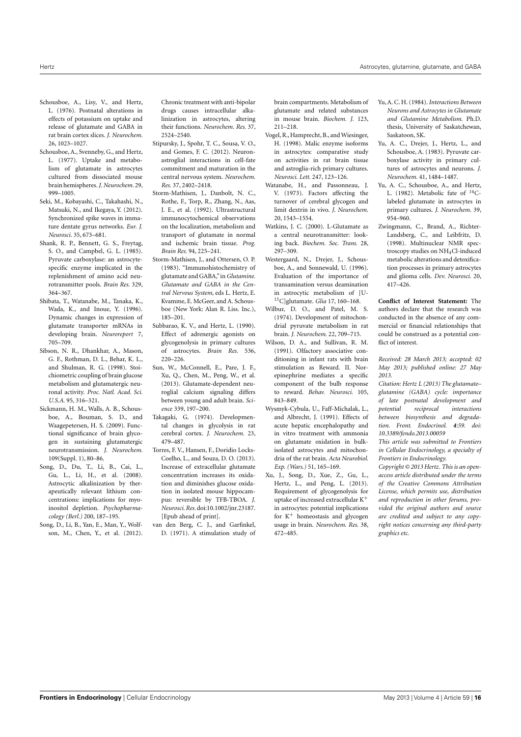Schousboe, A., Lisy, V., and Hertz, L. (1976). Postnatal alterations in effects of potassium on uptake and release of glutamate and GABA in rat brain cortex slices. *J. Neurochem.* 26, 1023–1027.

Schousboe, A., Svenneby, G., and Hertz, L. (1977). Uptake and metabolism of glutamate in astrocytes cultured from dissociated mouse brain hemispheres. *J. Neurochem.* 29, 999–1005.

Seki, M., Kobayashi, C., Takahashi, N., Matsuki, N., and Ikegaya, Y. (2012). Synchronized spike waves in immature dentate gyrus networks. *Eur. J. Neurosci.* 35, 673–681.

Shank, R. P., Bennett, G. S., Freytag, S. O., and Campbel, G. L. (1985). Pyruvate carboxylase: an astrocyte-specific enzyme implicated in the replenishment of amino acid neurotransmitter pools. *Brain Res.* 329, 364–367.

Shibata, T., Watanabe, M., Tanaka, K., Wada, K., and Inoue, Y. (1996). Dynamic changes in expression of glutamate transporter mRNAs in developing brain. *Neuroreport* 7, 705–709.

Sibson, N. R., Dhankhar, A., Mason, G. F., Rothman, D. L., Behar, K. L., and Shulman, R. G. (1998). Stoichiometric coupling of brain glucose metabolism and glutamatergic neuronal activity. *Proc. Natl. Acad. Sci. U.S.A.* 95, 316–321.

Sickmann, H. M., Walls, A. B., Schousboe, A., Bouman, S. D., and Waagepetersen, H. S. (2009). Functional significance of brain glycogen in sustaining glutamatergic neurotransmission. *J. Neurochem.* 109(Suppl. 1), 80–86.

Song, D., Du, T., Li, B., Cai, L., Gu, L., Li, H., et al. (2008). Astrocytic alkalinization by therapeutically relevant lithium concentrations: implications for myoinositol depletion. *Psychopharmacology (Berl.)* 200, 187–195.

Song, D., Li, B., Yan, E., Man, Y., Wolfson, M., Chen, Y., et al. (2012). Chronic treatment with anti-bipolar drugs causes intracellular alkalinization in astrocytes, altering their functions. *Neurochem. Res.* 37, 2524–2540.

Stipursky, J., Spohr, T. C., Sousa, V. O., and Gomes, F. C. (2012). Neuron-astroglial interactions in cell-fate commitment and maturation in the central nervous system. *Neurochem. Res.* 37, 2402–2418.

Storm-Mathisen, J., Danbolt, N. C., Rothe, F., Torp, R., Zhang, N., Aas, J. E., et al. (1992). Ultrastructural immunocytochemical observations on the localization, metabolism and transport of glutamate in normal and ischemic brain tissue. *Prog. Brain Res.* 94, 225–241.

Storm-Mathisen, J., and Ottersen, O. P. (1983). "Immunohistochemistry of glutamate and GABA," in *Glutamine, Glutamate and GABA in the Central Nervous System*, eds L. Hertz, E. Kvamme, E. McGeer, and A. Schousboe (New York: Alan R. Liss. Inc.), 185–201.

Subbarao, K. V., and Hertz, L. (1990). Effect of adrenergic agonists on glycogenolysis in primary cultures of astrocytes. *Brain Res.* 536, 220–226.

Sun, W., McConnell, E., Pare, J. F., Xu, Q., Chen, M., Peng, W., et al. (2013). Glutamate-dependent neuroglial calcium signaling differs between young and adult brain. *Science* 339, 197–200.

Takagaki, G. (1974). Developmental changes in glycolysis in rat cerebral cortex. *J. Neurochem.* 23, 479–487.

Torres, F. V., Hansen, F., Doridio Locks-Coelho, L., and Souza, D. O. (2013). Increase of extracellular glutamate concentration increases its oxidation and diminishes glucose oxidation in isolated mouse hippocampus: reversible by TFB-TBOA. *J. Neurosci. Res.* doi:10.1002/jnr.23187. [Epub ahead of print].

van den Berg, C. J., and Garfinkel, D. (1971). A stimulation study of brain compartments. Metabolism of glutamate and related substances in mouse brain. *Biochem. J.* 123, 211–218.

Vogel, R., Hamprecht, B., and Wiesinger, H. (1998). Malic enzyme isoforms in astrocytes: comparative study on activities in rat brain tissue and astroglia-rich primary cultures. *Neurosci. Lett.* 247, 123–126.

Watanabe, H., and Passonneau, J. V. (1973). Factors affecting the turnover of cerebral glycogen and limit dextrin in vivo. *J. Neurochem.* 20, 1543–1554.

Watkins, J. C. (2000). L-Glutamate as a central neurotransmitter: looking back. *Biochem. Soc. Trans.* 28, 297–309.

Westergaard, N., Drejer, J., Schousboe, A., and Sonnewald, U. (1996). Evaluation of the importance of transamination versus deamination in astrocytic metabolism of [U-$^{13}$C]glutamate. *Glia* 17, 160–168.

Wilbur, D. O., and Patel, M. S. (1974). Development of mitochondrial pyruvate metabolism in rat brain. *J. Neurochem.* 22, 709–715.

Wilson, D. A., and Sullivan, R. M. (1991). Olfactory associative conditioning in infant rats with brain stimulation as Reward. II. Norepinephrine mediates a specific component of the bulb response to reward. *Behav. Neurosci.* 105, 843–849.

Wysmyk-Cybula, U., Faff-Michalak, L., and Albrecht, J. (1991). Effects of acute hepatic encephalopathy and in vitro treatment with ammonia on glutamate oxidation in bulk-isolated astrocytes and mitochondria of the rat brain. *Acta Neurobiol. Exp. (Wars.)* 51, 165–169.

Xu, J., Song, D., Xue, Z., Gu, L., Hertz, L., and Peng, L. (2013). Requirement of glycogenolysis for uptake of increased extracellular $K^+$ in astrocytes: potential implications for $K^+$ homeostasis and glycogen usage in brain. *Neurochem. Res.* 38, 472–485.

Yu, A. C. H. (1984). *Interactions Between Neurons and Astrocytes in Glutamate and Glutamine Metabolism.* Ph.D. thesis, University of Saskatchewan, Saskatoon, SK.

Yu, A. C., Drejer, J., Hertz, L., and Schousboe, A. (1983). Pyruvate carboxylase activity in primary cultures of astrocytes and neurons. *J. Neurochem.* 41, 1484–1487.

Yu, A. C., Schousboe, A., and Hertz, L. (1982). Metabolic fate of $^{14}$C-labeled glutamate in astrocytes in primary cultures. *J. Neurochem.* 39, 954–960.

Zwingmann, C., Brand, A., Richter-Landsberg, C., and Leibfritz, D. (1998). Multinuclear NMR spectroscopy studies on $NH_4Cl$-induced metabolic alterations and detoxification processes in primary astrocytes and glioma cells. *Dev. Neurosci.* 20, 417–426.

**Conflict of Interest Statement:** The authors declare that the research was conducted in the absence of any commercial or financial relationships that could be construed as a potential conflict of interest.

*Received: 28 March 2013; accepted: 02 May 2013; published online: 27 May 2013.*

*Citation: Hertz L (2013) The glutamate–glutamine (GABA) cycle: importance of late postnatal development and potential reciprocal interactions between biosynthesis and degradation. Front. Endocrinol. **4**:59. doi: 10.3389/fendo.2013.00059*

*This article was submitted to Frontiers in Cellular Endocrinology, a specialty of Frontiers in Endocrinology.*

*Copyright © 2013 Hertz. This is an open-access article distributed under the terms of the Creative Commons Attribution License, which permits use, distribution and reproduction in other forums, provided the original authors and source are credited and subject to any copyright notices concerning any third-party graphics etc.*